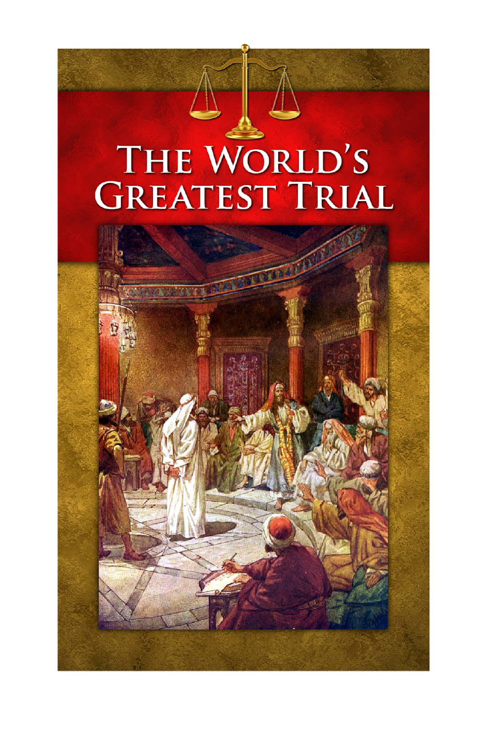# THE WORLD'S GREATEST TRIAL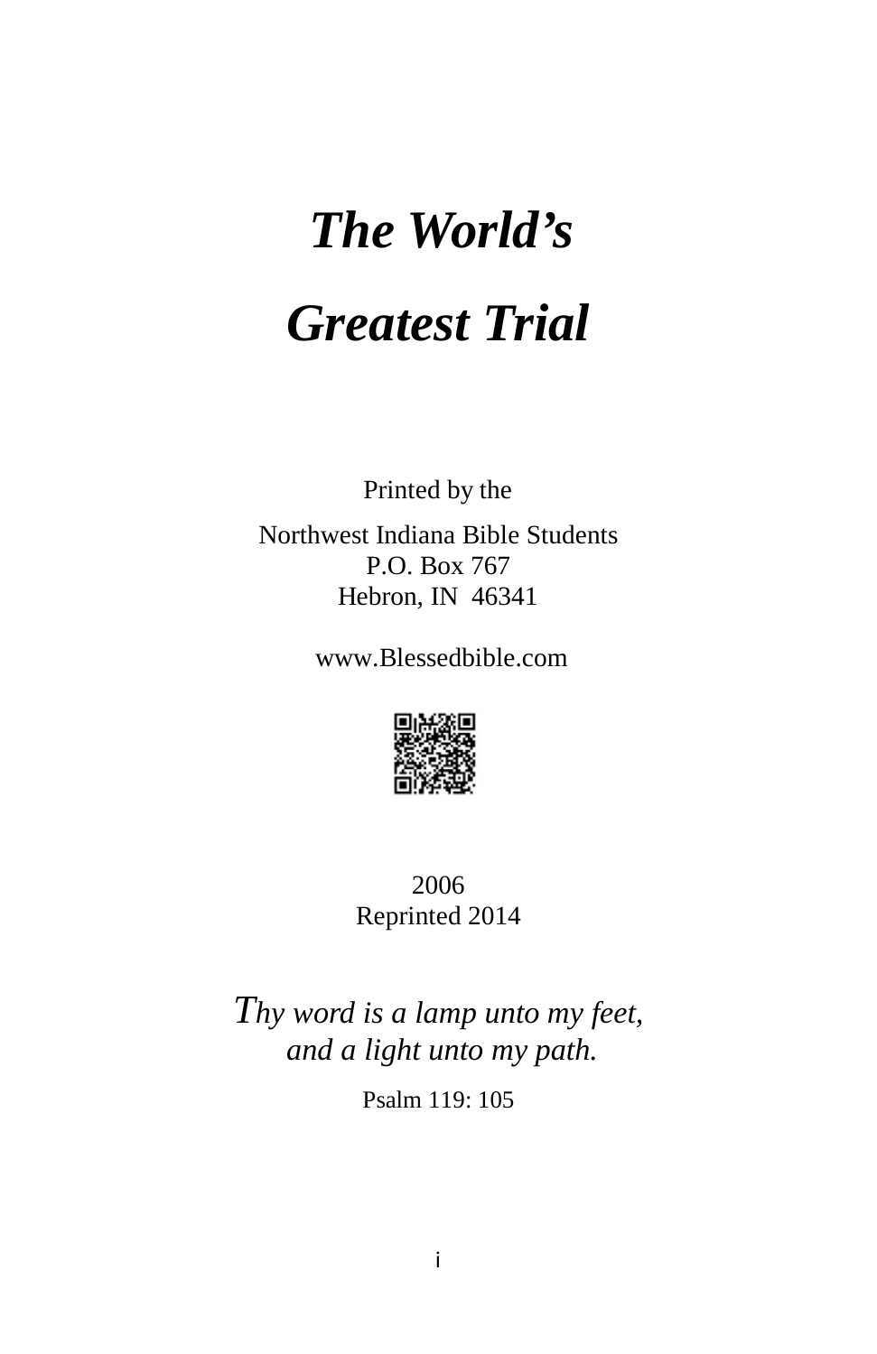# *The World's Greatest Trial*

Printed by the

Northwest Indiana Bible Students
P.O. Box 767
Hebron, IN 46341

www.Blessedbible.com

2006
Reprinted 2014

*Thy word is a lamp unto my feet,
and a light unto my path.*

Psalm 119: 105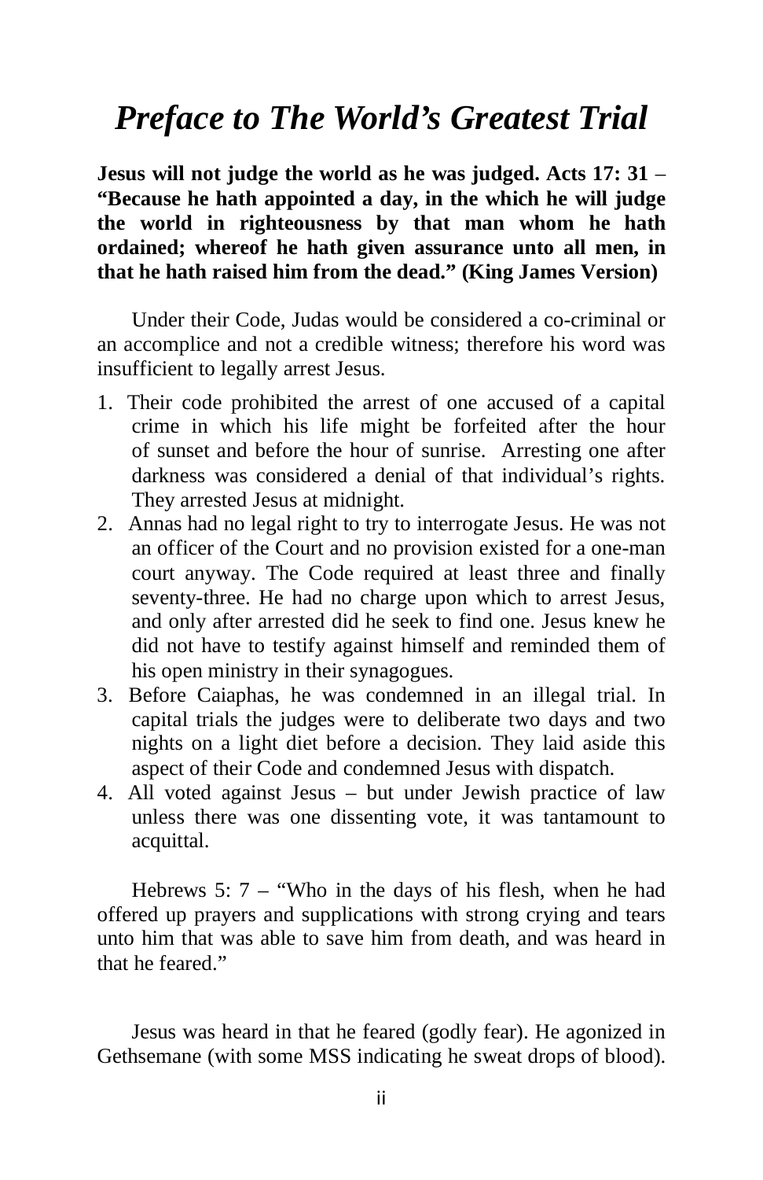# *Preface to The World's Greatest Trial*

**Jesus will not judge the world as he was judged. Acts 17: 31 – "Because he hath appointed a day, in the which he will judge the world in righteousness by that man whom he hath ordained; whereof he hath given assurance unto all men, in that he hath raised him from the dead." (King James Version)**

Under their Code, Judas would be considered a co-criminal or an accomplice and not a credible witness; therefore his word was insufficient to legally arrest Jesus.

1. Their code prohibited the arrest of one accused of a capital crime in which his life might be forfeited after the hour of sunset and before the hour of sunrise. Arresting one after darkness was considered a denial of that individual's rights. They arrested Jesus at midnight.
2. Annas had no legal right to try to interrogate Jesus. He was not an officer of the Court and no provision existed for a one-man court anyway. The Code required at least three and finally seventy-three. He had no charge upon which to arrest Jesus, and only after arrested did he seek to find one. Jesus knew he did not have to testify against himself and reminded them of his open ministry in their synagogues.
3. Before Caiaphas, he was condemned in an illegal trial. In capital trials the judges were to deliberate two days and two nights on a light diet before a decision. They laid aside this aspect of their Code and condemned Jesus with dispatch.
4. All voted against Jesus – but under Jewish practice of law unless there was one dissenting vote, it was tantamount to acquittal.

Hebrews 5: 7 – "Who in the days of his flesh, when he had offered up prayers and supplications with strong crying and tears unto him that was able to save him from death, and was heard in that he feared."

Jesus was heard in that he feared (godly fear). He agonized in Gethsemane (with some MSS indicating he sweat drops of blood).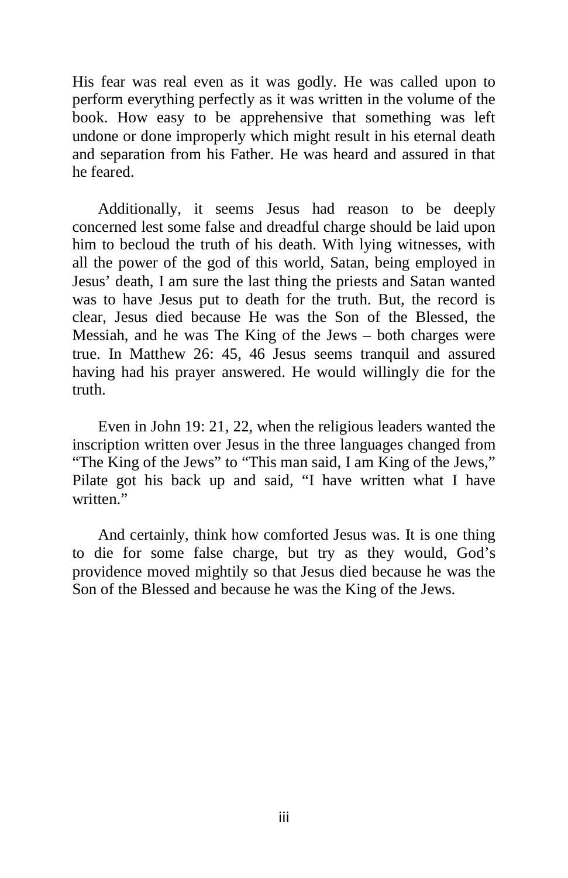His fear was real even as it was godly. He was called upon to perform everything perfectly as it was written in the volume of the book. How easy to be apprehensive that something was left undone or done improperly which might result in his eternal death and separation from his Father. He was heard and assured in that he feared.

Additionally, it seems Jesus had reason to be deeply concerned lest some false and dreadful charge should be laid upon him to becloud the truth of his death. With lying witnesses, with all the power of the god of this world, Satan, being employed in Jesus' death, I am sure the last thing the priests and Satan wanted was to have Jesus put to death for the truth. But, the record is clear, Jesus died because He was the Son of the Blessed, the Messiah, and he was The King of the Jews – both charges were true. In Matthew 26: 45, 46 Jesus seems tranquil and assured having had his prayer answered. He would willingly die for the truth.

Even in John 19: 21, 22, when the religious leaders wanted the inscription written over Jesus in the three languages changed from "The King of the Jews" to "This man said, I am King of the Jews," Pilate got his back up and said, "I have written what I have written."

And certainly, think how comforted Jesus was. It is one thing to die for some false charge, but try as they would, God's providence moved mightily so that Jesus died because he was the Son of the Blessed and because he was the King of the Jews.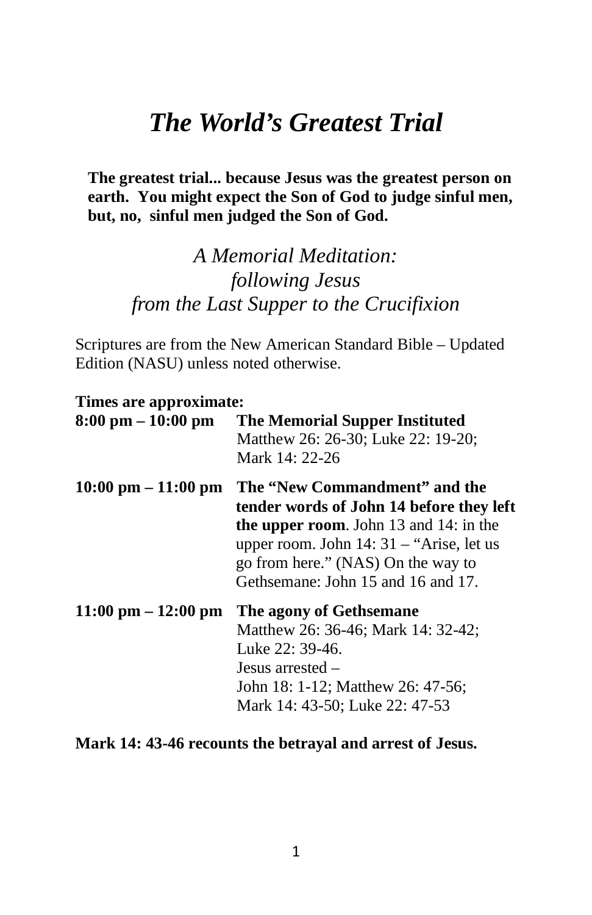# *The World's Greatest Trial*

**The greatest trial... because Jesus was the greatest person on earth. You might expect the Son of God to judge sinful men, but, no, sinful men judged the Son of God.**

*A Memorial Meditation:*
*following Jesus*
*from the Last Supper to the Crucifixion*

Scriptures are from the New American Standard Bible – Updated Edition (NASU) unless noted otherwise.

**Times are approximate:**

| | |
|---|---|
| **8:00 pm – 10:00 pm** | **The Memorial Supper Instituted** Matthew 26: 26-30; Luke 22: 19-20; Mark 14: 22-26 |
| **10:00 pm – 11:00 pm** | **The "New Commandment" and the tender words of John 14 before they left the upper room**. John 13 and 14: in the upper room. John 14: 31 – "Arise, let us go from here." (NAS) On the way to Gethsemane: John 15 and 16 and 17. |
| **11:00 pm – 12:00 pm** | **The agony of Gethsemane** Matthew 26: 36-46; Mark 14: 32-42; Luke 22: 39-46. Jesus arrested – John 18: 1-12; Matthew 26: 47-56; Mark 14: 43-50; Luke 22: 47-53 |

**Mark 14: 43-46 recounts the betrayal and arrest of Jesus.**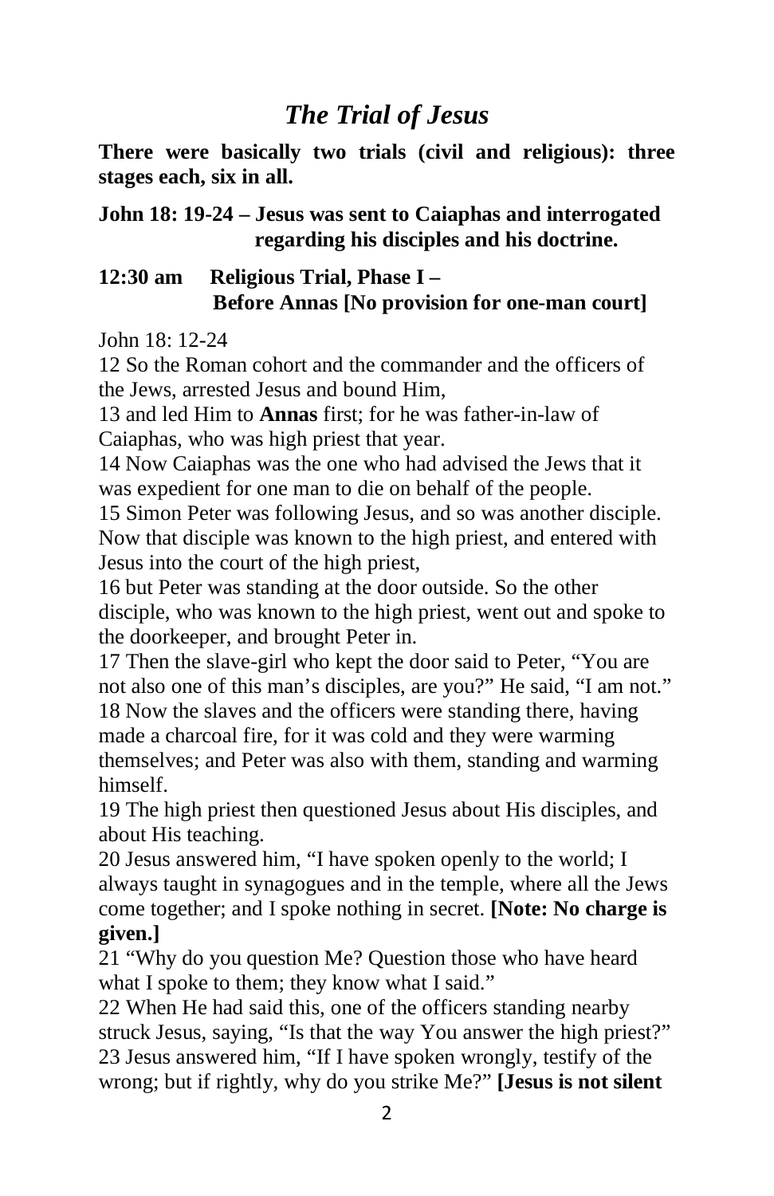# *The Trial of Jesus*

**There were basically two trials (civil and religious): three stages each, six in all.**

**John 18: 19-24 – Jesus was sent to Caiaphas and interrogated regarding his disciples and his doctrine.**

**12:30 am Religious Trial, Phase I – Before Annas [No provision for one-man court]**

John 18: 12-24

12 So the Roman cohort and the commander and the officers of the Jews, arrested Jesus and bound Him,

13 and led Him to **Annas** first; for he was father-in-law of Caiaphas, who was high priest that year.

14 Now Caiaphas was the one who had advised the Jews that it was expedient for one man to die on behalf of the people.

15 Simon Peter was following Jesus, and so was another disciple. Now that disciple was known to the high priest, and entered with Jesus into the court of the high priest,

16 but Peter was standing at the door outside. So the other disciple, who was known to the high priest, went out and spoke to the doorkeeper, and brought Peter in.

17 Then the slave-girl who kept the door said to Peter, "You are not also one of this man's disciples, are you?" He said, "I am not."

18 Now the slaves and the officers were standing there, having made a charcoal fire, for it was cold and they were warming themselves; and Peter was also with them, standing and warming himself.

19 The high priest then questioned Jesus about His disciples, and about His teaching.

20 Jesus answered him, "I have spoken openly to the world; I always taught in synagogues and in the temple, where all the Jews come together; and I spoke nothing in secret. **[Note: No charge is given.]**

21 "Why do you question Me? Question those who have heard what I spoke to them; they know what I said."

22 When He had said this, one of the officers standing nearby struck Jesus, saying, "Is that the way You answer the high priest?"

23 Jesus answered him, "If I have spoken wrongly, testify of the wrong; but if rightly, why do you strike Me?" **[Jesus is not silent**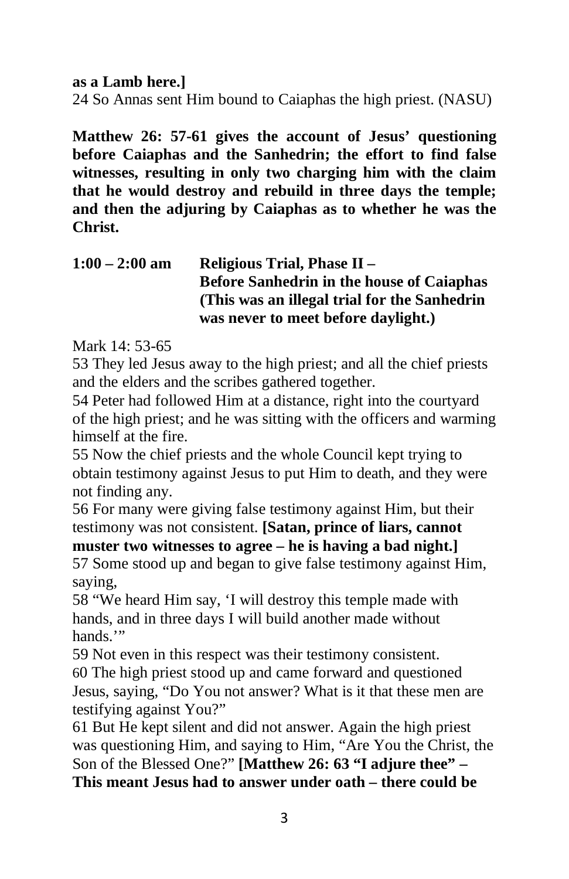**as a Lamb here.]**

24 So Annas sent Him bound to Caiaphas the high priest. (NASU)

**Matthew 26: 57-61 gives the account of Jesus' questioning before Caiaphas and the Sanhedrin; the effort to find false witnesses, resulting in only two charging him with the claim that he would destroy and rebuild in three days the temple; and then the adjuring by Caiaphas as to whether he was the Christ.**

**1:00 – 2:00 am  Religious Trial, Phase II – Before Sanhedrin in the house of Caiaphas (This was an illegal trial for the Sanhedrin was never to meet before daylight.)**

Mark 14: 53-65

53 They led Jesus away to the high priest; and all the chief priests and the elders and the scribes gathered together.

54 Peter had followed Him at a distance, right into the courtyard of the high priest; and he was sitting with the officers and warming himself at the fire.

55 Now the chief priests and the whole Council kept trying to obtain testimony against Jesus to put Him to death, and they were not finding any.

56 For many were giving false testimony against Him, but their testimony was not consistent. **[Satan, prince of liars, cannot muster two witnesses to agree – he is having a bad night.]**

57 Some stood up and began to give false testimony against Him, saying,

58 "We heard Him say, 'I will destroy this temple made with hands, and in three days I will build another made without hands.'"

59 Not even in this respect was their testimony consistent.

60 The high priest stood up and came forward and questioned Jesus, saying, "Do You not answer? What is it that these men are testifying against You?"

61 But He kept silent and did not answer. Again the high priest was questioning Him, and saying to Him, "Are You the Christ, the Son of the Blessed One?" **[Matthew 26: 63 "I adjure thee" – This meant Jesus had to answer under oath – there could be**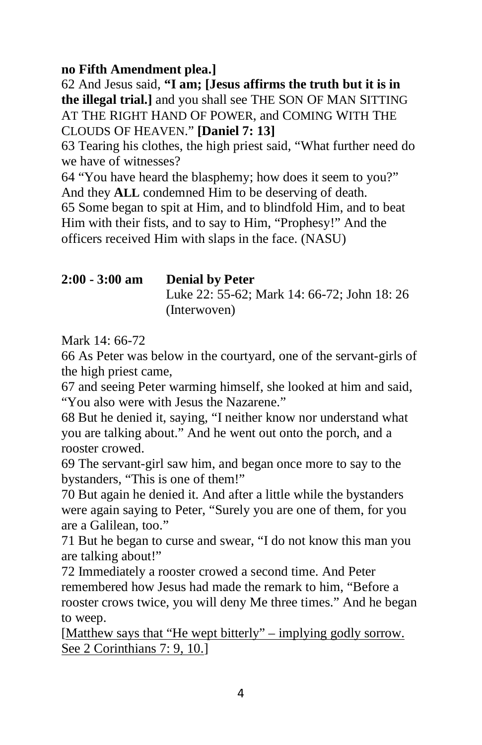**no Fifth Amendment plea.]**

62 And Jesus said, **"I am; [Jesus affirms the truth but it is in the illegal trial.]** and you shall see THE SON OF MAN SITTING AT THE RIGHT HAND OF POWER, and COMING WITH THE CLOUDS OF HEAVEN." **[Daniel 7: 13]**

63 Tearing his clothes, the high priest said, "What further need do we have of witnesses?

64 "You have heard the blasphemy; how does it seem to you?" And they **ALL** condemned Him to be deserving of death.

65 Some began to spit at Him, and to blindfold Him, and to beat Him with their fists, and to say to Him, "Prophesy!" And the officers received Him with slaps in the face. (NASU)

**2:00 - 3:00 am** **Denial by Peter**

Luke 22: 55-62; Mark 14: 66-72; John 18: 26 (Interwoven)

Mark 14: 66-72

66 As Peter was below in the courtyard, one of the servant-girls of the high priest came,

67 and seeing Peter warming himself, she looked at him and said, "You also were with Jesus the Nazarene."

68 But he denied it, saying, "I neither know nor understand what you are talking about." And he went out onto the porch, and a rooster crowed.

69 The servant-girl saw him, and began once more to say to the bystanders, "This is one of them!"

70 But again he denied it. And after a little while the bystanders were again saying to Peter, "Surely you are one of them, for you are a Galilean, too."

71 But he began to curse and swear, "I do not know this man you are talking about!"

72 Immediately a rooster crowed a second time. And Peter remembered how Jesus had made the remark to him, "Before a rooster crows twice, you will deny Me three times." And he began to weep.

[Matthew says that "He wept bitterly" – implying godly sorrow. See 2 Corinthians 7: 9, 10.]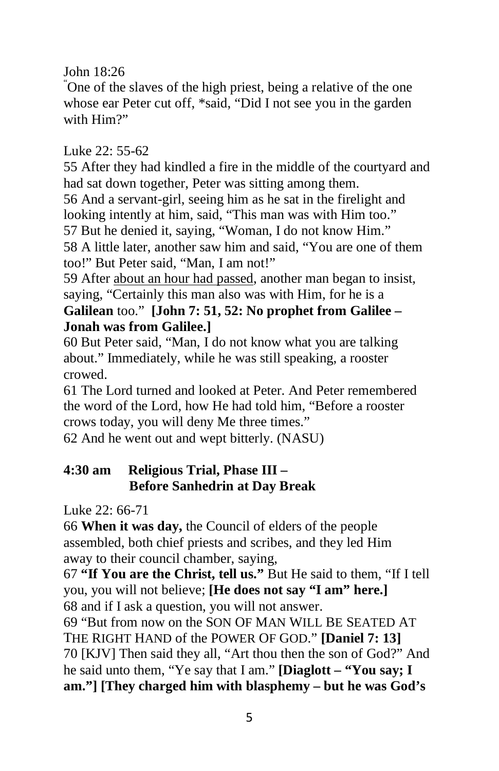John 18:26

"One of the slaves of the high priest, being a relative of the one whose ear Peter cut off, *said, "Did I not see you in the garden with Him?"

Luke 22: 55-62

55 After they had kindled a fire in the middle of the courtyard and had sat down together, Peter was sitting among them.

56 And a servant-girl, seeing him as he sat in the firelight and looking intently at him, said, "This man was with Him too."

57 But he denied it, saying, "Woman, I do not know Him."

58 A little later, another saw him and said, "You are one of them too!" But Peter said, "Man, I am not!"

59 After <u>about an hour had passed</u>, another man began to insist, saying, "Certainly this man also was with Him, for he is a **Galilean** too." **[John 7: 51, 52: No prophet from Galilee – Jonah was from Galilee.]**

60 But Peter said, "Man, I do not know what you are talking about." Immediately, while he was still speaking, a rooster crowed.

61 The Lord turned and looked at Peter. And Peter remembered the word of the Lord, how He had told him, "Before a rooster crows today, you will deny Me three times."

62 And he went out and wept bitterly. (NASU)

### 4:30 am Religious Trial, Phase III – Before Sanhedrin at Day Break

Luke 22: 66-71

66 **When it was day,** the Council of elders of the people assembled, both chief priests and scribes, and they led Him away to their council chamber, saying,

67 **"If You are the Christ, tell us."** But He said to them, "If I tell you, you will not believe; **[He does not say "I am" here.]**

68 and if I ask a question, you will not answer.

69 "But from now on the SON OF MAN WILL BE SEATED AT THE RIGHT HAND of the POWER OF GOD." **[Daniel 7: 13]**

70 [KJV] Then said they all, "Art thou then the son of God?" And he said unto them, "Ye say that I am." **[Diaglott – "You say; I am."] [They charged him with blasphemy – but he was God's**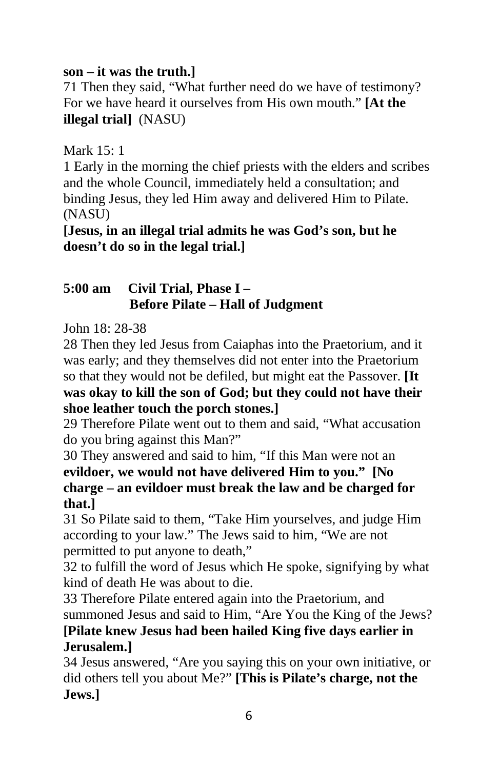**son – it was the truth.]**

71 Then they said, "What further need do we have of testimony? For we have heard it ourselves from His own mouth." **[At the illegal trial]** (NASU)

Mark 15: 1

1 Early in the morning the chief priests with the elders and scribes and the whole Council, immediately held a consultation; and binding Jesus, they led Him away and delivered Him to Pilate. (NASU)

**[Jesus, in an illegal trial admits he was God's son, but he doesn't do so in the legal trial.]**

### 5:00 am  Civil Trial, Phase I – Before Pilate – Hall of Judgment

John 18: 28-38

28 Then they led Jesus from Caiaphas into the Praetorium, and it was early; and they themselves did not enter into the Praetorium so that they would not be defiled, but might eat the Passover. **[It was okay to kill the son of God; but they could not have their shoe leather touch the porch stones.]**

29 Therefore Pilate went out to them and said, "What accusation do you bring against this Man?"

30 They answered and said to him, "If this Man were not an **evildoer, we would not have delivered Him to you." [No charge – an evildoer must break the law and be charged for that.]**

31 So Pilate said to them, "Take Him yourselves, and judge Him according to your law." The Jews said to him, "We are not permitted to put anyone to death,"

32 to fulfill the word of Jesus which He spoke, signifying by what kind of death He was about to die.

33 Therefore Pilate entered again into the Praetorium, and summoned Jesus and said to Him, "Are You the King of the Jews? **[Pilate knew Jesus had been hailed King five days earlier in Jerusalem.]**

34 Jesus answered, "Are you saying this on your own initiative, or did others tell you about Me?" **[This is Pilate's charge, not the Jews.]**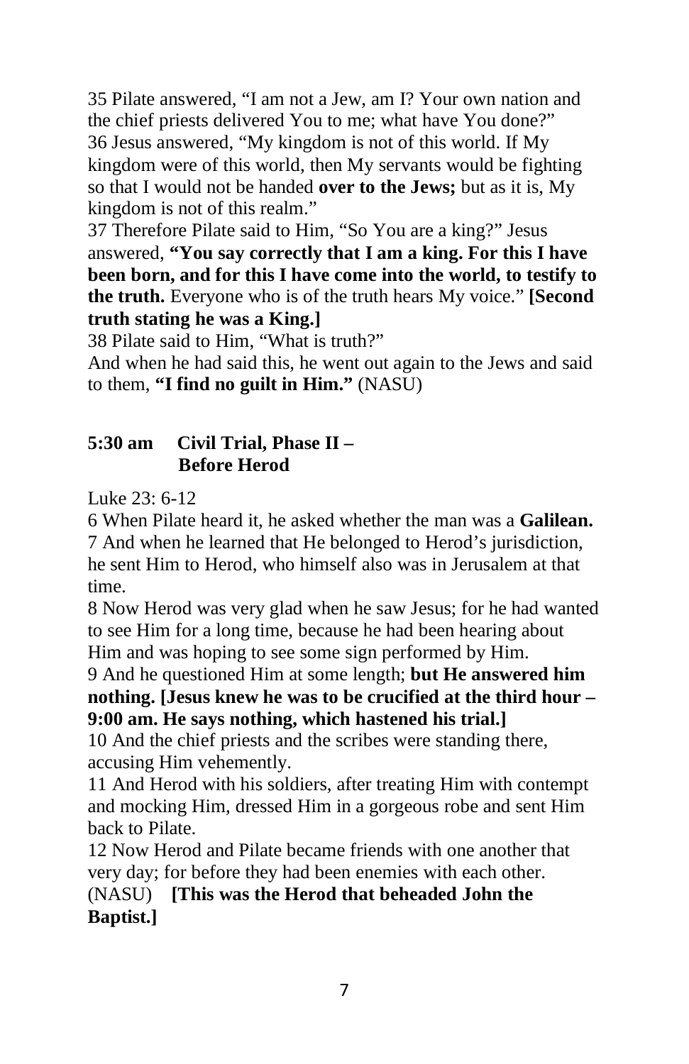35 Pilate answered, “I am not a Jew, am I? Your own nation and the chief priests delivered You to me; what have You done?”
36 Jesus answered, “My kingdom is not of this world. If My kingdom were of this world, then My servants would be fighting so that I would not be handed **over to the Jews;** but as it is, My kingdom is not of this realm.”
37 Therefore Pilate said to Him, “So You are a king?” Jesus answered, **“You say correctly that I am a king. For this I have been born, and for this I have come into the world, to testify to the truth.** Everyone who is of the truth hears My voice.” **[Second truth stating he was a King.]**
38 Pilate said to Him, “What is truth?”
And when he had said this, he went out again to the Jews and said to them, **“I find no guilt in Him.”** (NASU)

### 5:30 am Civil Trial, Phase II – Before Herod

Luke 23: 6-12

6 When Pilate heard it, he asked whether the man was a **Galilean.**
7 And when he learned that He belonged to Herod’s jurisdiction, he sent Him to Herod, who himself also was in Jerusalem at that time.
8 Now Herod was very glad when he saw Jesus; for he had wanted to see Him for a long time, because he had been hearing about Him and was hoping to see some sign performed by Him.
9 And he questioned Him at some length; **but He answered him nothing. [Jesus knew he was to be crucified at the third hour – 9:00 am. He says nothing, which hastened his trial.]**
10 And the chief priests and the scribes were standing there, accusing Him vehemently.
11 And Herod with his soldiers, after treating Him with contempt and mocking Him, dressed Him in a gorgeous robe and sent Him back to Pilate.
12 Now Herod and Pilate became friends with one another that very day; for before they had been enemies with each other. (NASU) **[This was the Herod that beheaded John the Baptist.]**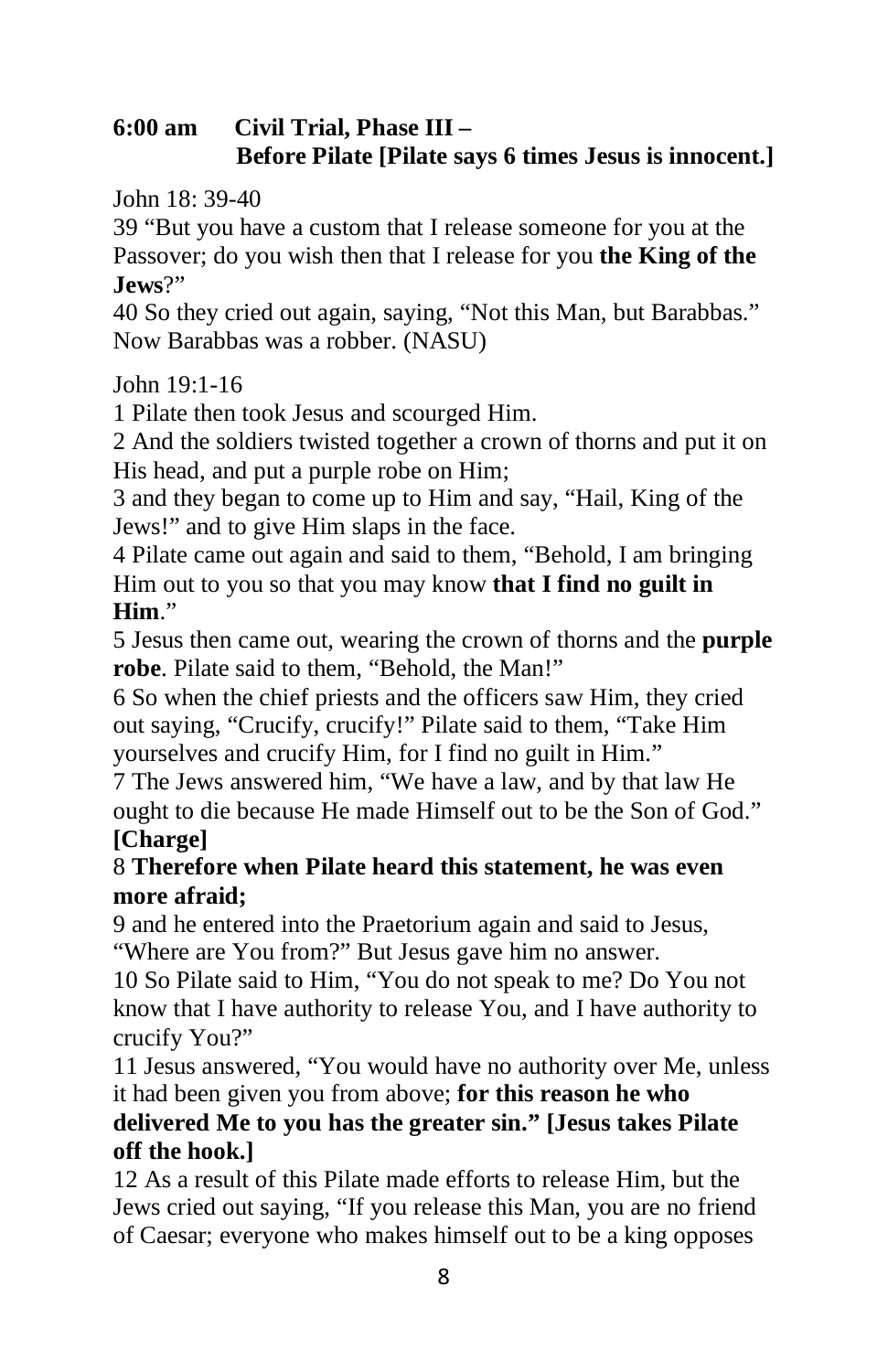**6:00 am Civil Trial, Phase III –**
**Before Pilate [Pilate says 6 times Jesus is innocent.]**

John 18: 39-40

39 "But you have a custom that I release someone for you at the Passover; do you wish then that I release for you **the King of the Jews**?"

40 So they cried out again, saying, "Not this Man, but Barabbas." Now Barabbas was a robber. (NASU)

John 19:1-16

1 Pilate then took Jesus and scourged Him.

2 And the soldiers twisted together a crown of thorns and put it on His head, and put a purple robe on Him;

3 and they began to come up to Him and say, "Hail, King of the Jews!" and to give Him slaps in the face.

4 Pilate came out again and said to them, "Behold, I am bringing Him out to you so that you may know **that I find no guilt in Him**."

5 Jesus then came out, wearing the crown of thorns and the **purple robe**. Pilate said to them, "Behold, the Man!"

6 So when the chief priests and the officers saw Him, they cried out saying, "Crucify, crucify!" Pilate said to them, "Take Him yourselves and crucify Him, for I find no guilt in Him."

7 The Jews answered him, "We have a law, and by that law He ought to die because He made Himself out to be the Son of God." **[Charge]**

8 **Therefore when Pilate heard this statement, he was even more afraid;**

9 and he entered into the Praetorium again and said to Jesus, "Where are You from?" But Jesus gave him no answer.

10 So Pilate said to Him, "You do not speak to me? Do You not know that I have authority to release You, and I have authority to crucify You?"

11 Jesus answered, "You would have no authority over Me, unless it had been given you from above; **for this reason he who delivered Me to you has the greater sin." [Jesus takes Pilate off the hook.]**

12 As a result of this Pilate made efforts to release Him, but the Jews cried out saying, "If you release this Man, you are no friend of Caesar; everyone who makes himself out to be a king opposes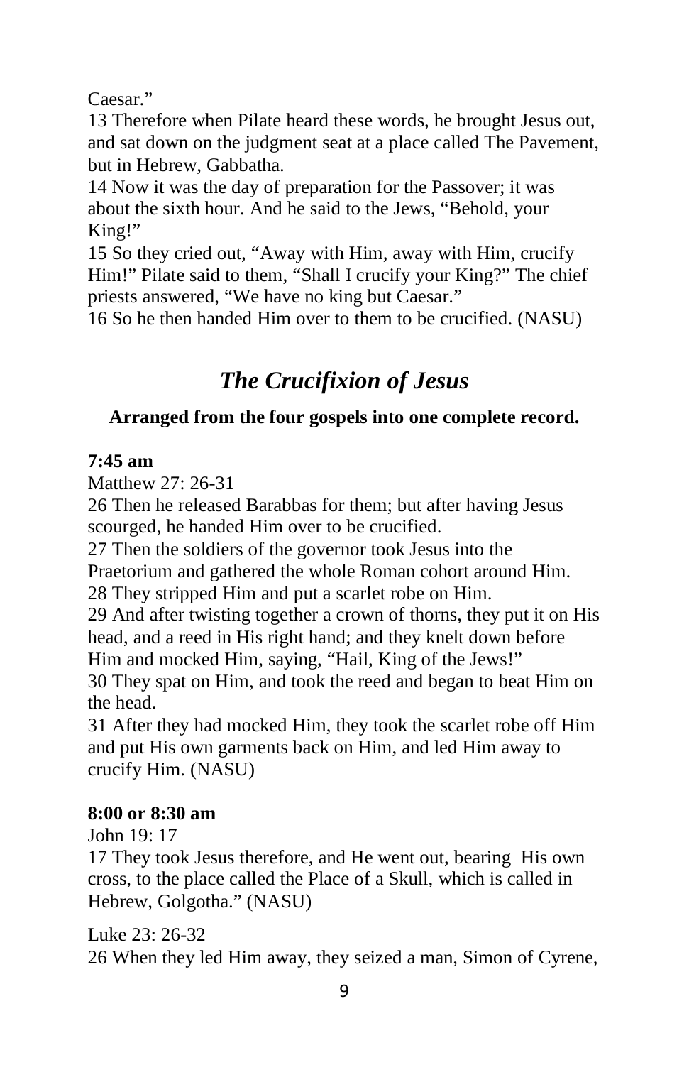Caesar."

13 Therefore when Pilate heard these words, he brought Jesus out, and sat down on the judgment seat at a place called The Pavement, but in Hebrew, Gabbatha.

14 Now it was the day of preparation for the Passover; it was about the sixth hour. And he said to the Jews, "Behold, your King!"

15 So they cried out, "Away with Him, away with Him, crucify Him!" Pilate said to them, "Shall I crucify your King?" The chief priests answered, "We have no king but Caesar."

16 So he then handed Him over to them to be crucified. (NASU)

## *The Crucifixion of Jesus*

**Arranged from the four gospels into one complete record.**

**7:45 am**

Matthew 27: 26-31

26 Then he released Barabbas for them; but after having Jesus scourged, he handed Him over to be crucified.

27 Then the soldiers of the governor took Jesus into the Praetorium and gathered the whole Roman cohort around Him.

28 They stripped Him and put a scarlet robe on Him.

29 And after twisting together a crown of thorns, they put it on His head, and a reed in His right hand; and they knelt down before Him and mocked Him, saying, "Hail, King of the Jews!"

30 They spat on Him, and took the reed and began to beat Him on the head.

31 After they had mocked Him, they took the scarlet robe off Him and put His own garments back on Him, and led Him away to crucify Him. (NASU)

**8:00 or 8:30 am**

John 19: 17

17 They took Jesus therefore, and He went out, bearing His own cross, to the place called the Place of a Skull, which is called in Hebrew, Golgotha." (NASU)

Luke 23: 26-32

26 When they led Him away, they seized a man, Simon of Cyrene,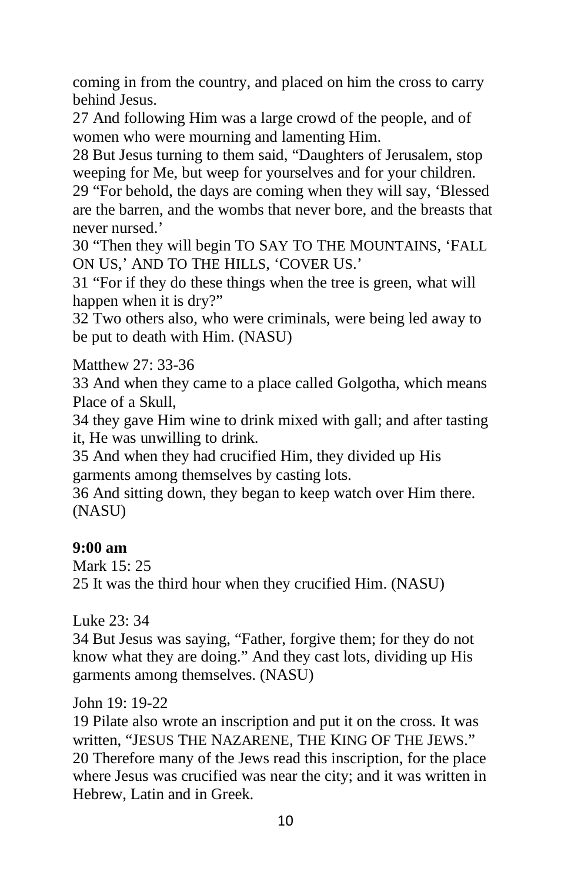coming in from the country, and placed on him the cross to carry behind Jesus.

27 And following Him was a large crowd of the people, and of women who were mourning and lamenting Him.

28 But Jesus turning to them said, “Daughters of Jerusalem, stop weeping for Me, but weep for yourselves and for your children.

29 “For behold, the days are coming when they will say, ‘Blessed are the barren, and the wombs that never bore, and the breasts that never nursed.’

30 “Then they will begin TO SAY TO THE MOUNTAINS, ‘FALL ON US,’ AND TO THE HILLS, ‘COVER US.’

31 “For if they do these things when the tree is green, what will happen when it is dry?”

32 Two others also, who were criminals, were being led away to be put to death with Him. (NASU)

Matthew 27: 33-36

33 And when they came to a place called Golgotha, which means Place of a Skull,

34 they gave Him wine to drink mixed with gall; and after tasting it, He was unwilling to drink.

35 And when they had crucified Him, they divided up His garments among themselves by casting lots.

36 And sitting down, they began to keep watch over Him there. (NASU)

**9:00 am**

Mark 15: 25

25 It was the third hour when they crucified Him. (NASU)

Luke 23: 34

34 But Jesus was saying, “Father, forgive them; for they do not know what they are doing.” And they cast lots, dividing up His garments among themselves. (NASU)

John 19: 19-22

19 Pilate also wrote an inscription and put it on the cross. It was written, “JESUS THE NAZARENE, THE KING OF THE JEWS.”

20 Therefore many of the Jews read this inscription, for the place where Jesus was crucified was near the city; and it was written in Hebrew, Latin and in Greek.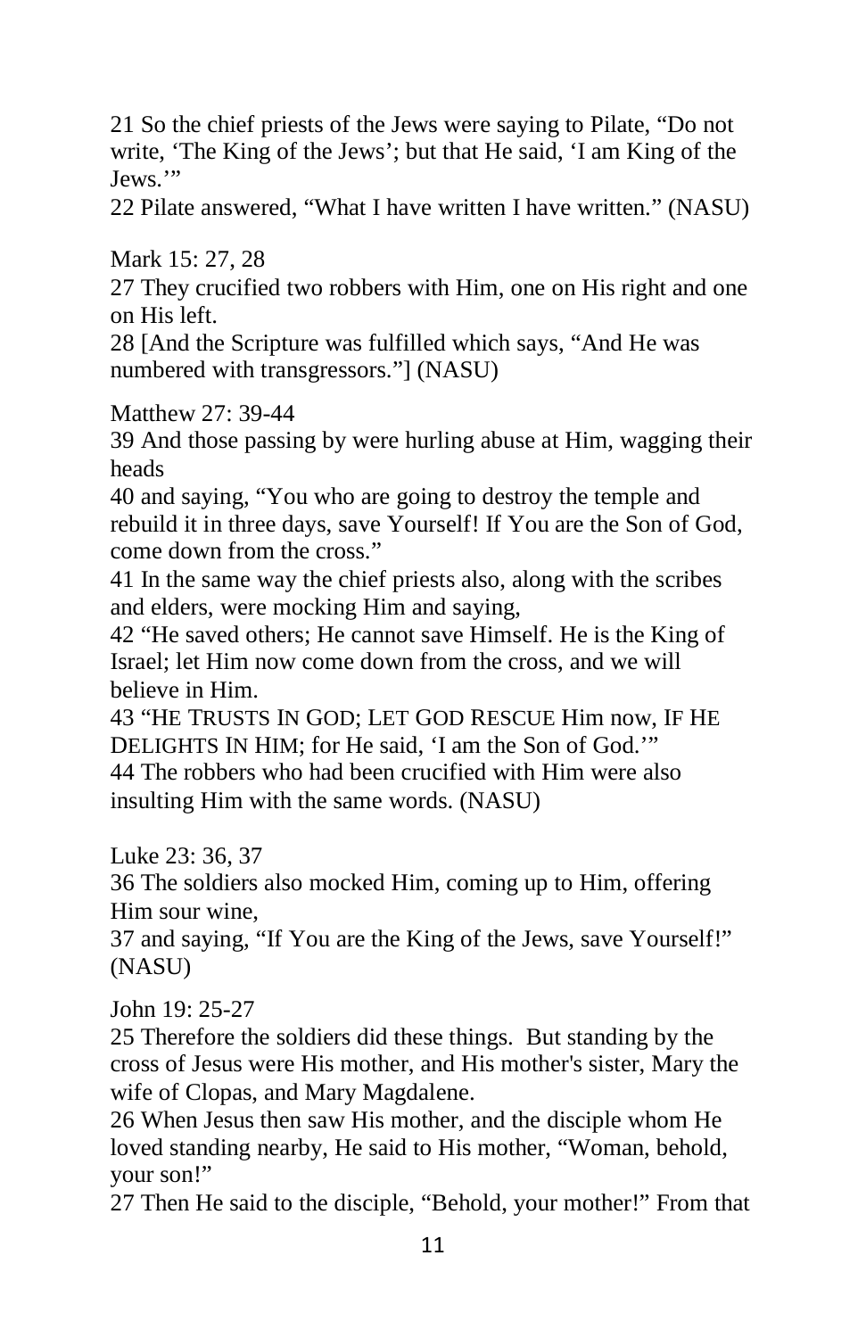21 So the chief priests of the Jews were saying to Pilate, “Do not write, ‘The King of the Jews’; but that He said, ‘I am King of the Jews.’”
22 Pilate answered, “What I have written I have written.” (NASU)

Mark 15: 27, 28
27 They crucified two robbers with Him, one on His right and one on His left.
28 [And the Scripture was fulfilled which says, “And He was numbered with transgressors.”] (NASU)

Matthew 27: 39-44
39 And those passing by were hurling abuse at Him, wagging their heads
40 and saying, “You who are going to destroy the temple and rebuild it in three days, save Yourself! If You are the Son of God, come down from the cross.”
41 In the same way the chief priests also, along with the scribes and elders, were mocking Him and saying,
42 “He saved others; He cannot save Himself. He is the King of Israel; let Him now come down from the cross, and we will believe in Him.
43 “HE TRUSTS IN GOD; LET GOD RESCUE Him now, IF HE DELIGHTS IN HIM; for He said, ‘I am the Son of God.’”
44 The robbers who had been crucified with Him were also insulting Him with the same words. (NASU)

Luke 23: 36, 37
36 The soldiers also mocked Him, coming up to Him, offering Him sour wine,
37 and saying, “If You are the King of the Jews, save Yourself!” (NASU)

John 19: 25-27
25 Therefore the soldiers did these things. But standing by the cross of Jesus were His mother, and His mother's sister, Mary the wife of Clopas, and Mary Magdalene.
26 When Jesus then saw His mother, and the disciple whom He loved standing nearby, He said to His mother, “Woman, behold, your son!”
27 Then He said to the disciple, “Behold, your mother!” From that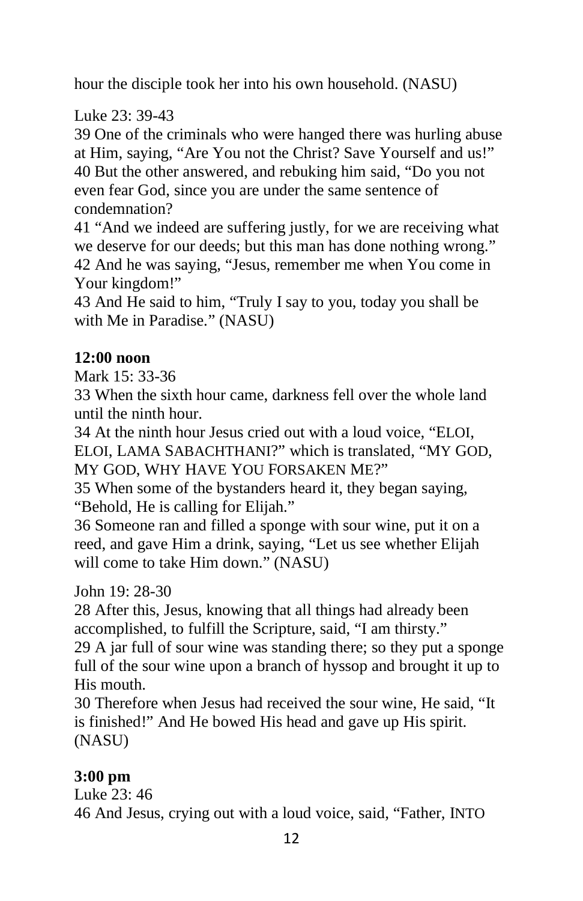hour the disciple took her into his own household. (NASU)

Luke 23: 39-43

39 One of the criminals who were hanged there was hurling abuse at Him, saying, "Are You not the Christ? Save Yourself and us!"
40 But the other answered, and rebuking him said, "Do you not even fear God, since you are under the same sentence of condemnation?
41 "And we indeed are suffering justly, for we are receiving what we deserve for our deeds; but this man has done nothing wrong."
42 And he was saying, "Jesus, remember me when You come in Your kingdom!"
43 And He said to him, "Truly I say to you, today you shall be with Me in Paradise." (NASU)

**12:00 noon**

Mark 15: 33-36

33 When the sixth hour came, darkness fell over the whole land until the ninth hour.
34 At the ninth hour Jesus cried out with a loud voice, "ELOI, ELOI, LAMA SABACHTHANI?" which is translated, "MY GOD, MY GOD, WHY HAVE YOU FORSAKEN ME?"
35 When some of the bystanders heard it, they began saying, "Behold, He is calling for Elijah."
36 Someone ran and filled a sponge with sour wine, put it on a reed, and gave Him a drink, saying, "Let us see whether Elijah will come to take Him down." (NASU)

John 19: 28-30

28 After this, Jesus, knowing that all things had already been accomplished, to fulfill the Scripture, said, "I am thirsty."
29 A jar full of sour wine was standing there; so they put a sponge full of the sour wine upon a branch of hyssop and brought it up to His mouth.
30 Therefore when Jesus had received the sour wine, He said, "It is finished!" And He bowed His head and gave up His spirit. (NASU)

**3:00 pm**

Luke 23: 46

46 And Jesus, crying out with a loud voice, said, "Father, INTO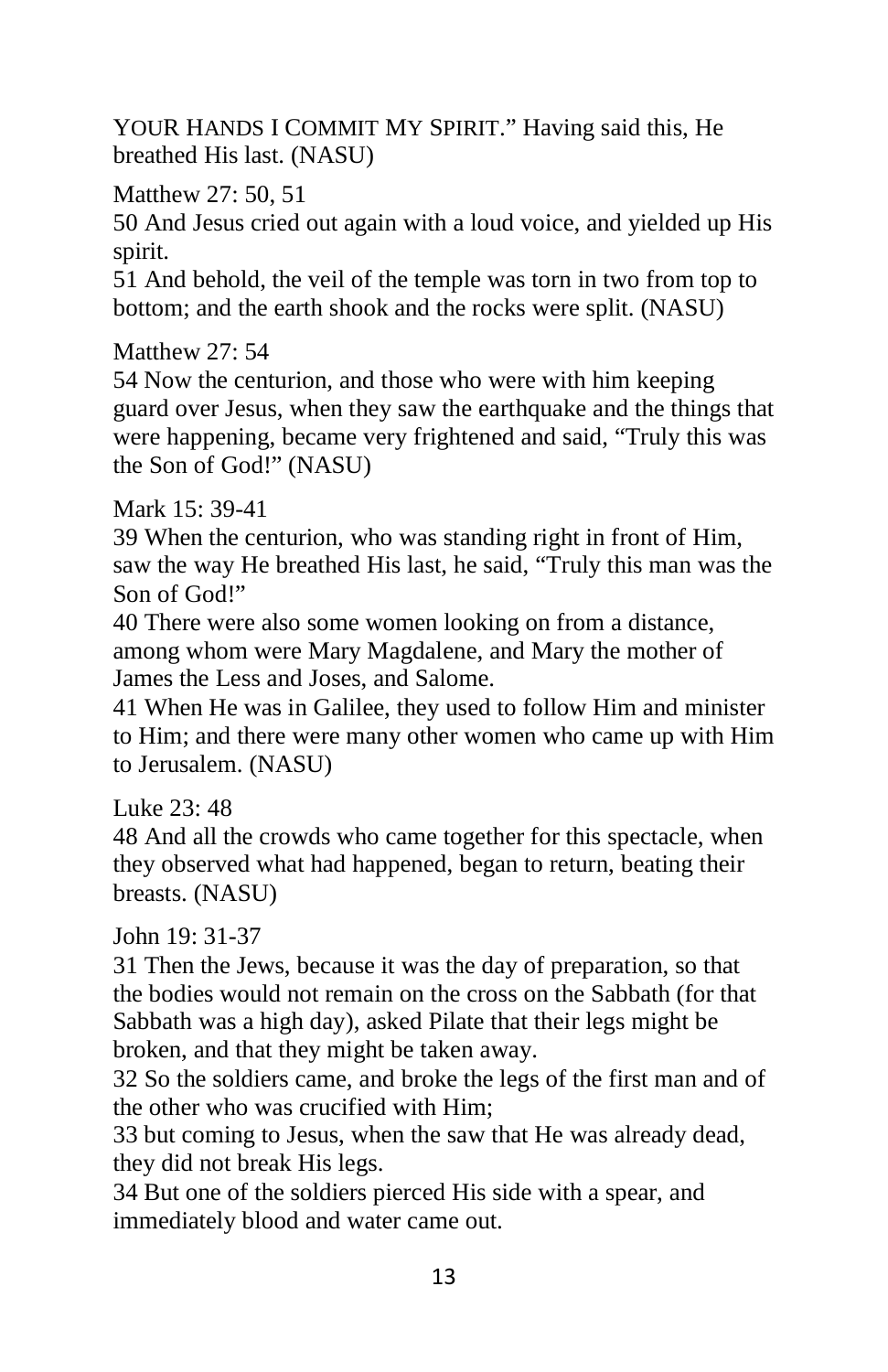YOUR HANDS I COMMIT MY SPIRIT." Having said this, He breathed His last. (NASU)

Matthew 27: 50, 51

50 And Jesus cried out again with a loud voice, and yielded up His spirit.

51 And behold, the veil of the temple was torn in two from top to bottom; and the earth shook and the rocks were split. (NASU)

Matthew 27: 54

54 Now the centurion, and those who were with him keeping guard over Jesus, when they saw the earthquake and the things that were happening, became very frightened and said, "Truly this was the Son of God!" (NASU)

Mark 15: 39-41

39 When the centurion, who was standing right in front of Him, saw the way He breathed His last, he said, "Truly this man was the Son of God!"

40 There were also some women looking on from a distance, among whom were Mary Magdalene, and Mary the mother of James the Less and Joses, and Salome.

41 When He was in Galilee, they used to follow Him and minister to Him; and there were many other women who came up with Him to Jerusalem. (NASU)

Luke 23: 48

48 And all the crowds who came together for this spectacle, when they observed what had happened, began to return, beating their breasts. (NASU)

John 19: 31-37

31 Then the Jews, because it was the day of preparation, so that the bodies would not remain on the cross on the Sabbath (for that Sabbath was a high day), asked Pilate that their legs might be broken, and that they might be taken away.

32 So the soldiers came, and broke the legs of the first man and of the other who was crucified with Him;

33 but coming to Jesus, when the saw that He was already dead, they did not break His legs.

34 But one of the soldiers pierced His side with a spear, and immediately blood and water came out.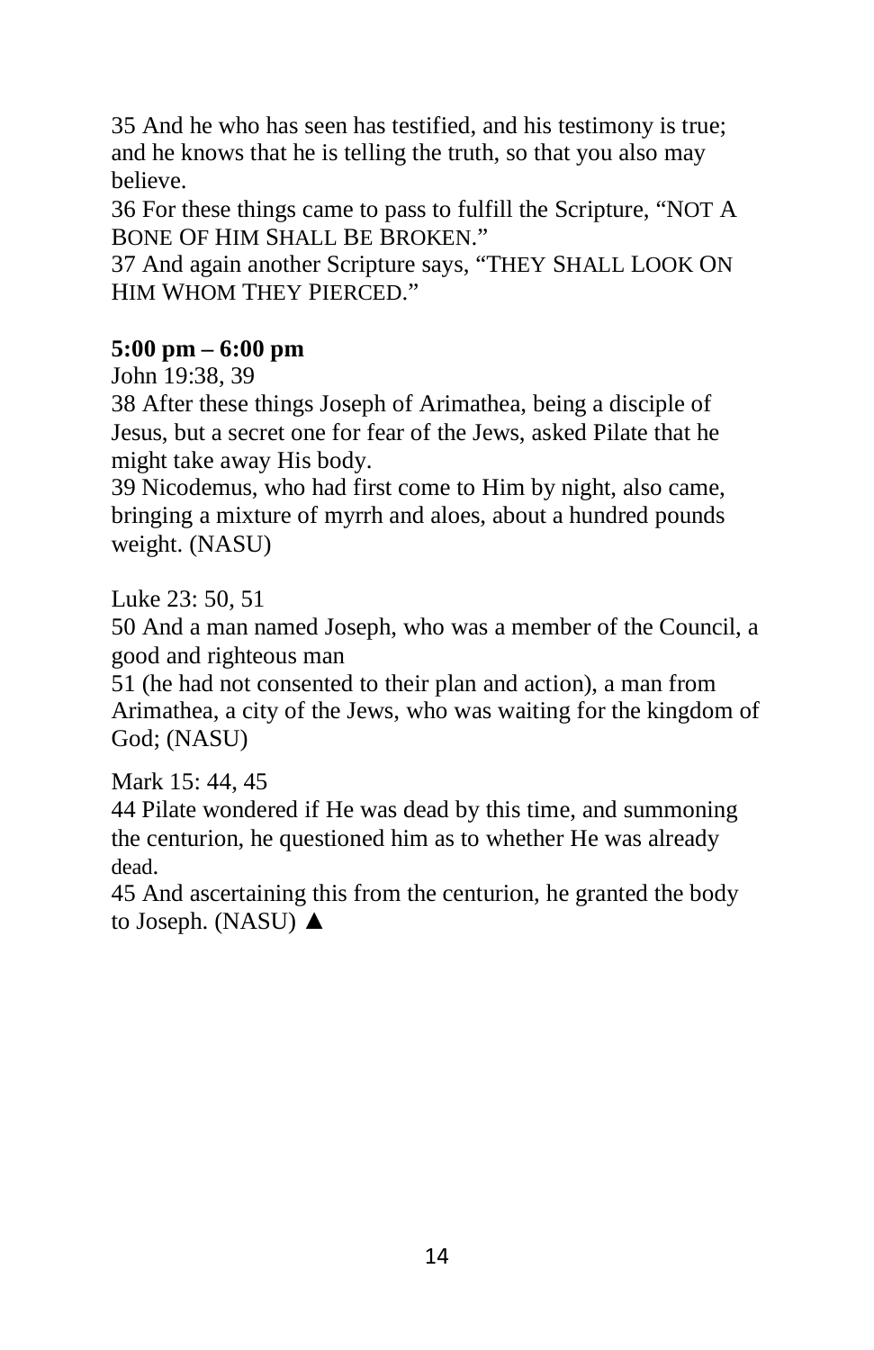35 And he who has seen has testified, and his testimony is true; and he knows that he is telling the truth, so that you also may believe.
36 For these things came to pass to fulfill the Scripture, "NOT A BONE OF HIM SHALL BE BROKEN."
37 And again another Scripture says, "THEY SHALL LOOK ON HIM WHOM THEY PIERCED."

**5:00 pm – 6:00 pm**

John 19:38, 39
38 After these things Joseph of Arimathea, being a disciple of Jesus, but a secret one for fear of the Jews, asked Pilate that he might take away His body.
39 Nicodemus, who had first come to Him by night, also came, bringing a mixture of myrrh and aloes, about a hundred pounds weight. (NASU)

Luke 23: 50, 51
50 And a man named Joseph, who was a member of the Council, a good and righteous man
51 (he had not consented to their plan and action), a man from Arimathea, a city of the Jews, who was waiting for the kingdom of God; (NASU)

Mark 15: 44, 45
44 Pilate wondered if He was dead by this time, and summoning the centurion, he questioned him as to whether He was already dead.
45 And ascertaining this from the centurion, he granted the body to Joseph. (NASU) ▲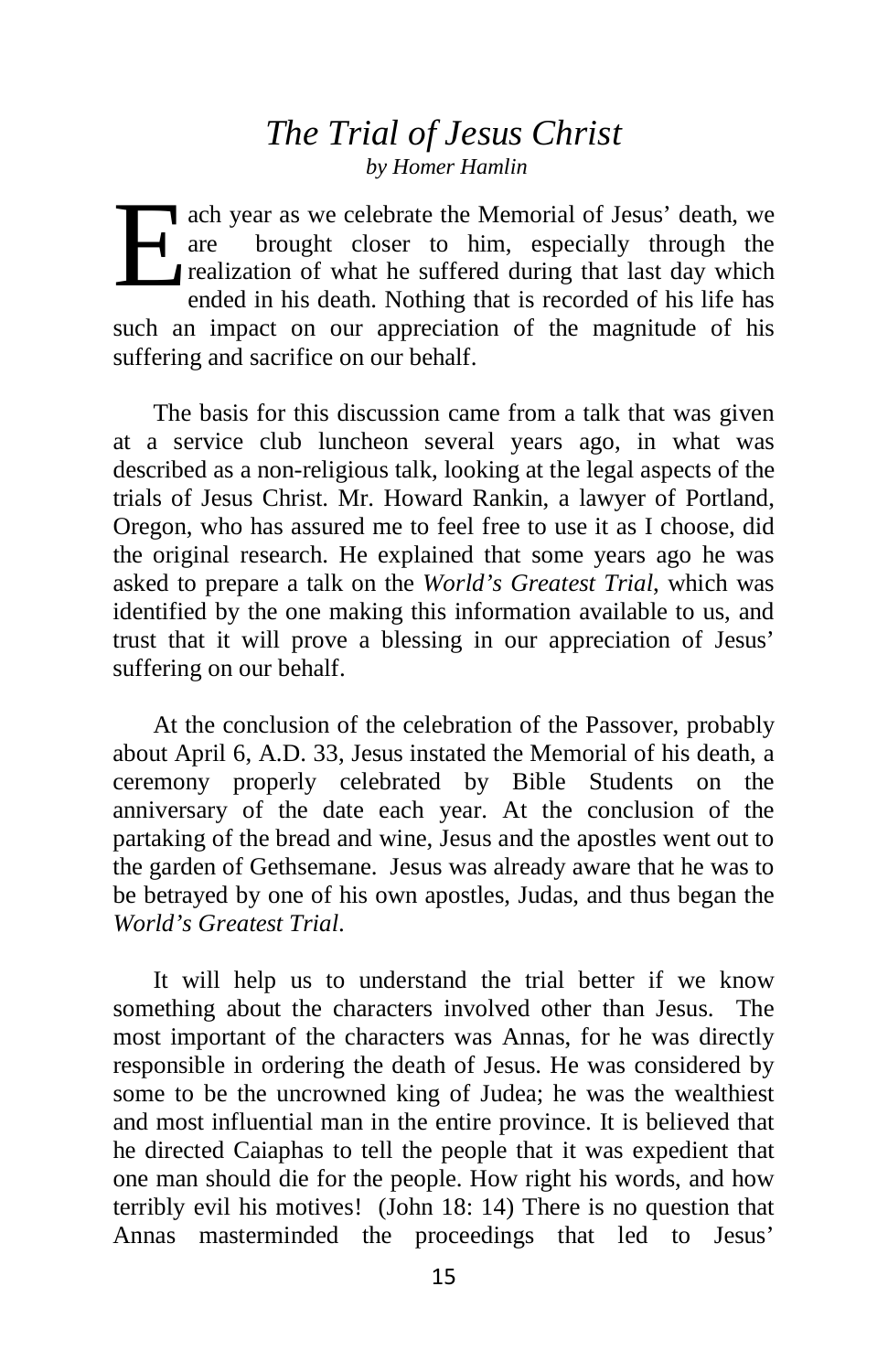# *The Trial of Jesus Christ*

*by Homer Hamlin*

Each year as we celebrate the Memorial of Jesus' death, we are brought closer to him, especially through the realization of what he suffered during that last day which ended in his death. Nothing that is recorded of his life has such an impact on our appreciation of the magnitude of his suffering and sacrifice on our behalf.

The basis for this discussion came from a talk that was given at a service club luncheon several years ago, in what was described as a non-religious talk, looking at the legal aspects of the trials of Jesus Christ. Mr. Howard Rankin, a lawyer of Portland, Oregon, who has assured me to feel free to use it as I choose, did the original research. He explained that some years ago he was asked to prepare a talk on the *World's Greatest Trial*, which was identified by the one making this information available to us, and trust that it will prove a blessing in our appreciation of Jesus' suffering on our behalf.

At the conclusion of the celebration of the Passover, probably about April 6, A.D. 33, Jesus instated the Memorial of his death, a ceremony properly celebrated by Bible Students on the anniversary of the date each year. At the conclusion of the partaking of the bread and wine, Jesus and the apostles went out to the garden of Gethsemane. Jesus was already aware that he was to be betrayed by one of his own apostles, Judas, and thus began the *World's Greatest Trial*.

It will help us to understand the trial better if we know something about the characters involved other than Jesus. The most important of the characters was Annas, for he was directly responsible in ordering the death of Jesus. He was considered by some to be the uncrowned king of Judea; he was the wealthiest and most influential man in the entire province. It is believed that he directed Caiaphas to tell the people that it was expedient that one man should die for the people. How right his words, and how terribly evil his motives! (John 18: 14) There is no question that Annas masterminded the proceedings that led to Jesus'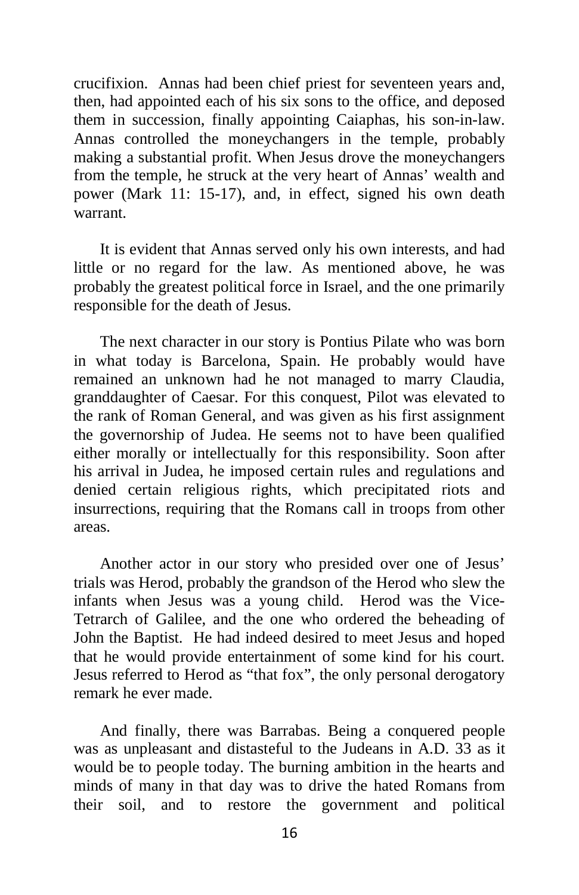crucifixion. Annas had been chief priest for seventeen years and, then, had appointed each of his six sons to the office, and deposed them in succession, finally appointing Caiaphas, his son-in-law. Annas controlled the moneychangers in the temple, probably making a substantial profit. When Jesus drove the moneychangers from the temple, he struck at the very heart of Annas' wealth and power (Mark 11: 15-17), and, in effect, signed his own death warrant.

It is evident that Annas served only his own interests, and had little or no regard for the law. As mentioned above, he was probably the greatest political force in Israel, and the one primarily responsible for the death of Jesus.

The next character in our story is Pontius Pilate who was born in what today is Barcelona, Spain. He probably would have remained an unknown had he not managed to marry Claudia, granddaughter of Caesar. For this conquest, Pilot was elevated to the rank of Roman General, and was given as his first assignment the governorship of Judea. He seems not to have been qualified either morally or intellectually for this responsibility. Soon after his arrival in Judea, he imposed certain rules and regulations and denied certain religious rights, which precipitated riots and insurrections, requiring that the Romans call in troops from other areas.

Another actor in our story who presided over one of Jesus' trials was Herod, probably the grandson of the Herod who slew the infants when Jesus was a young child. Herod was the Vice-Tetrarch of Galilee, and the one who ordered the beheading of John the Baptist. He had indeed desired to meet Jesus and hoped that he would provide entertainment of some kind for his court. Jesus referred to Herod as "that fox", the only personal derogatory remark he ever made.

And finally, there was Barrabas. Being a conquered people was as unpleasant and distasteful to the Judeans in A.D. 33 as it would be to people today. The burning ambition in the hearts and minds of many in that day was to drive the hated Romans from their soil, and to restore the government and political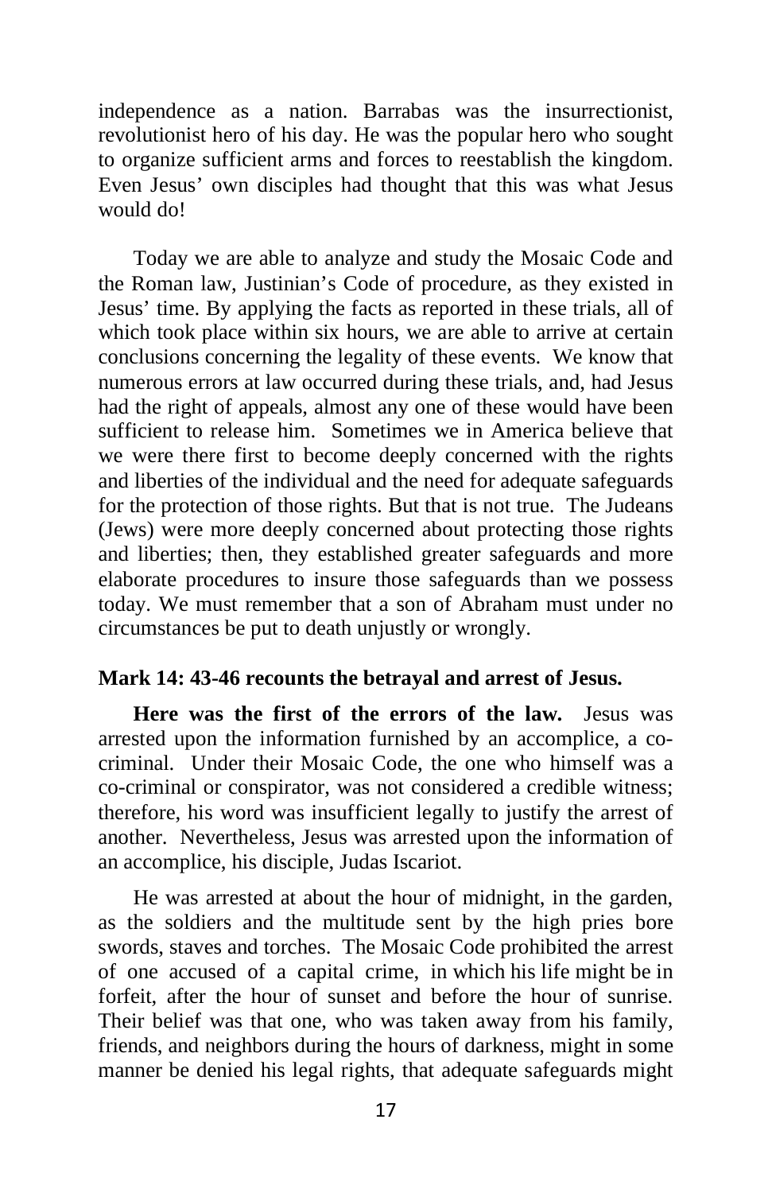independence as a nation. Barrabas was the insurrectionist, revolutionist hero of his day. He was the popular hero who sought to organize sufficient arms and forces to reestablish the kingdom. Even Jesus' own disciples had thought that this was what Jesus would do!

Today we are able to analyze and study the Mosaic Code and the Roman law, Justinian's Code of procedure, as they existed in Jesus' time. By applying the facts as reported in these trials, all of which took place within six hours, we are able to arrive at certain conclusions concerning the legality of these events. We know that numerous errors at law occurred during these trials, and, had Jesus had the right of appeals, almost any one of these would have been sufficient to release him. Sometimes we in America believe that we were there first to become deeply concerned with the rights and liberties of the individual and the need for adequate safeguards for the protection of those rights. But that is not true. The Judeans (Jews) were more deeply concerned about protecting those rights and liberties; then, they established greater safeguards and more elaborate procedures to insure those safeguards than we possess today. We must remember that a son of Abraham must under no circumstances be put to death unjustly or wrongly.

**Mark 14: 43-46 recounts the betrayal and arrest of Jesus.**

**Here was the first of the errors of the law.** Jesus was arrested upon the information furnished by an accomplice, a co-criminal. Under their Mosaic Code, the one who himself was a co-criminal or conspirator, was not considered a credible witness; therefore, his word was insufficient legally to justify the arrest of another. Nevertheless, Jesus was arrested upon the information of an accomplice, his disciple, Judas Iscariot.

He was arrested at about the hour of midnight, in the garden, as the soldiers and the multitude sent by the high pries bore swords, staves and torches. The Mosaic Code prohibited the arrest of one accused of a capital crime, in which his life might be in forfeit, after the hour of sunset and before the hour of sunrise. Their belief was that one, who was taken away from his family, friends, and neighbors during the hours of darkness, might in some manner be denied his legal rights, that adequate safeguards might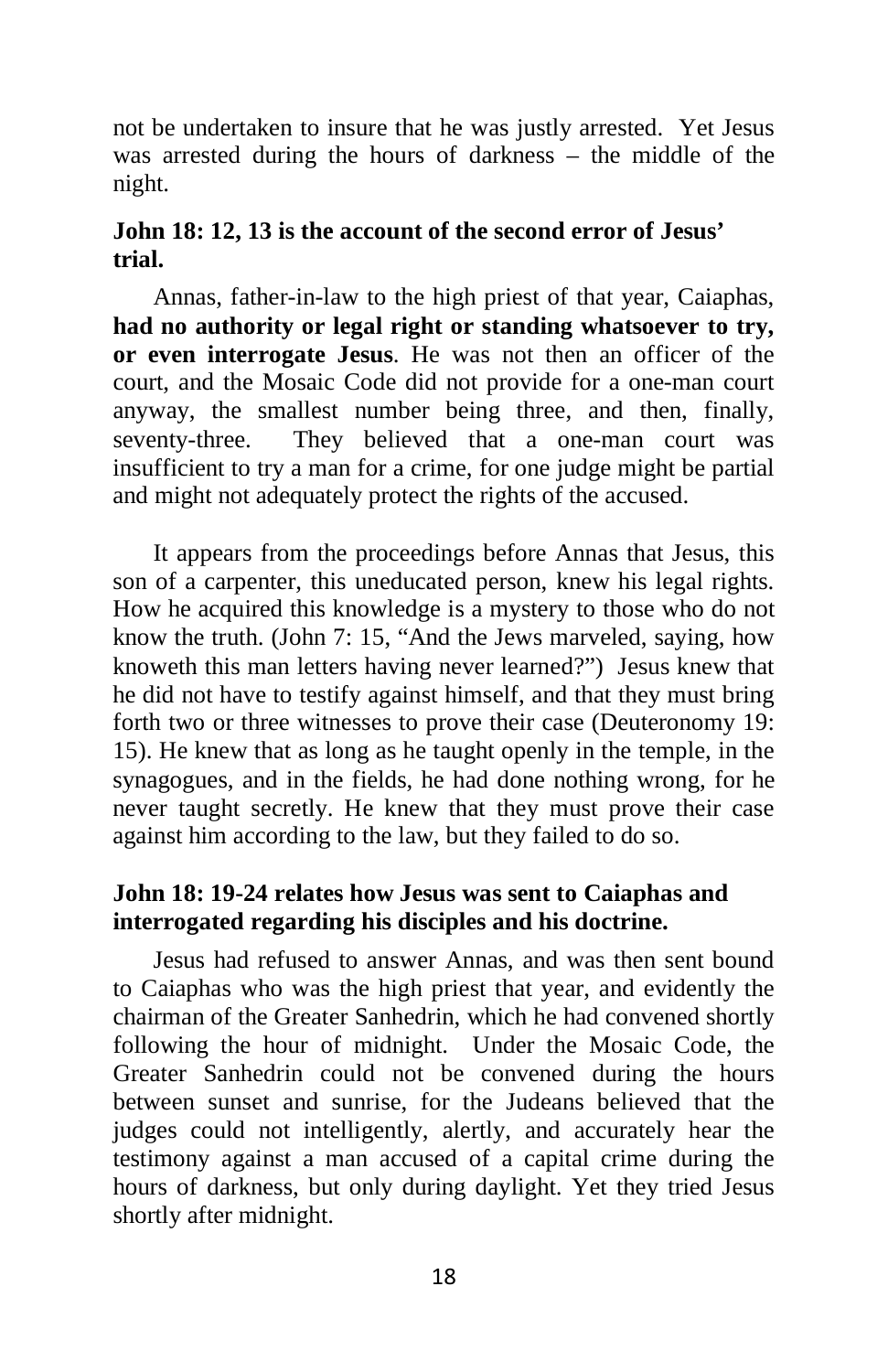not be undertaken to insure that he was justly arrested. Yet Jesus was arrested during the hours of darkness – the middle of the night.

**John 18: 12, 13 is the account of the second error of Jesus' trial.**

Annas, father-in-law to the high priest of that year, Caiaphas, **had no authority or legal right or standing whatsoever to try, or even interrogate Jesus**. He was not then an officer of the court, and the Mosaic Code did not provide for a one-man court anyway, the smallest number being three, and then, finally, seventy-three. They believed that a one-man court was insufficient to try a man for a crime, for one judge might be partial and might not adequately protect the rights of the accused.

It appears from the proceedings before Annas that Jesus, this son of a carpenter, this uneducated person, knew his legal rights. How he acquired this knowledge is a mystery to those who do not know the truth. (John 7: 15, "And the Jews marveled, saying, how knoweth this man letters having never learned?") Jesus knew that he did not have to testify against himself, and that they must bring forth two or three witnesses to prove their case (Deuteronomy 19: 15). He knew that as long as he taught openly in the temple, in the synagogues, and in the fields, he had done nothing wrong, for he never taught secretly. He knew that they must prove their case against him according to the law, but they failed to do so.

**John 18: 19-24 relates how Jesus was sent to Caiaphas and interrogated regarding his disciples and his doctrine.**

Jesus had refused to answer Annas, and was then sent bound to Caiaphas who was the high priest that year, and evidently the chairman of the Greater Sanhedrin, which he had convened shortly following the hour of midnight. Under the Mosaic Code, the Greater Sanhedrin could not be convened during the hours between sunset and sunrise, for the Judeans believed that the judges could not intelligently, alertly, and accurately hear the testimony against a man accused of a capital crime during the hours of darkness, but only during daylight. Yet they tried Jesus shortly after midnight.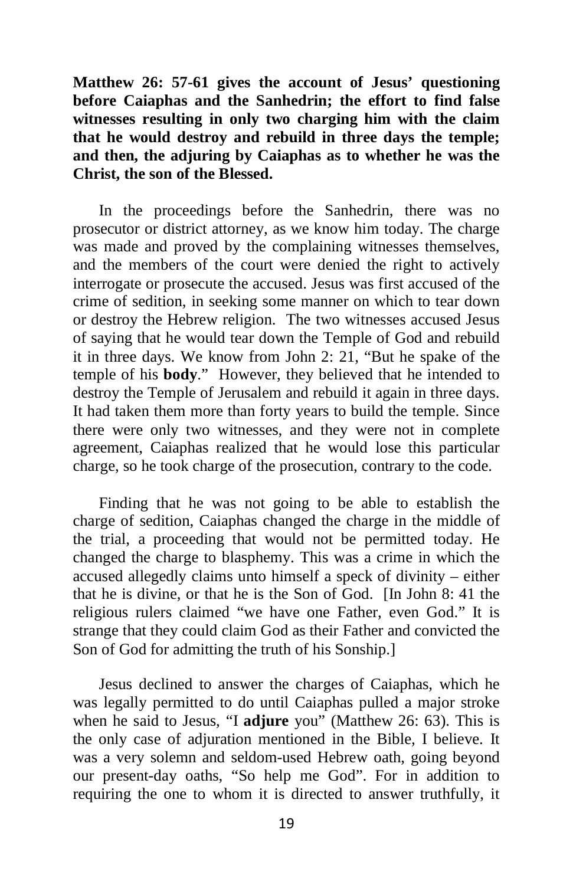**Matthew 26: 57-61 gives the account of Jesus' questioning before Caiaphas and the Sanhedrin; the effort to find false witnesses resulting in only two charging him with the claim that he would destroy and rebuild in three days the temple; and then, the adjuring by Caiaphas as to whether he was the Christ, the son of the Blessed.**

In the proceedings before the Sanhedrin, there was no prosecutor or district attorney, as we know him today. The charge was made and proved by the complaining witnesses themselves, and the members of the court were denied the right to actively interrogate or prosecute the accused. Jesus was first accused of the crime of sedition, in seeking some manner on which to tear down or destroy the Hebrew religion. The two witnesses accused Jesus of saying that he would tear down the Temple of God and rebuild it in three days. We know from John 2: 21, "But he spake of the temple of his **body**." However, they believed that he intended to destroy the Temple of Jerusalem and rebuild it again in three days. It had taken them more than forty years to build the temple. Since there were only two witnesses, and they were not in complete agreement, Caiaphas realized that he would lose this particular charge, so he took charge of the prosecution, contrary to the code.

Finding that he was not going to be able to establish the charge of sedition, Caiaphas changed the charge in the middle of the trial, a proceeding that would not be permitted today. He changed the charge to blasphemy. This was a crime in which the accused allegedly claims unto himself a speck of divinity – either that he is divine, or that he is the Son of God. [In John 8: 41 the religious rulers claimed "we have one Father, even God." It is strange that they could claim God as their Father and convicted the Son of God for admitting the truth of his Sonship.]

Jesus declined to answer the charges of Caiaphas, which he was legally permitted to do until Caiaphas pulled a major stroke when he said to Jesus, "I **adjure** you" (Matthew 26: 63). This is the only case of adjuration mentioned in the Bible, I believe. It was a very solemn and seldom-used Hebrew oath, going beyond our present-day oaths, "So help me God". For in addition to requiring the one to whom it is directed to answer truthfully, it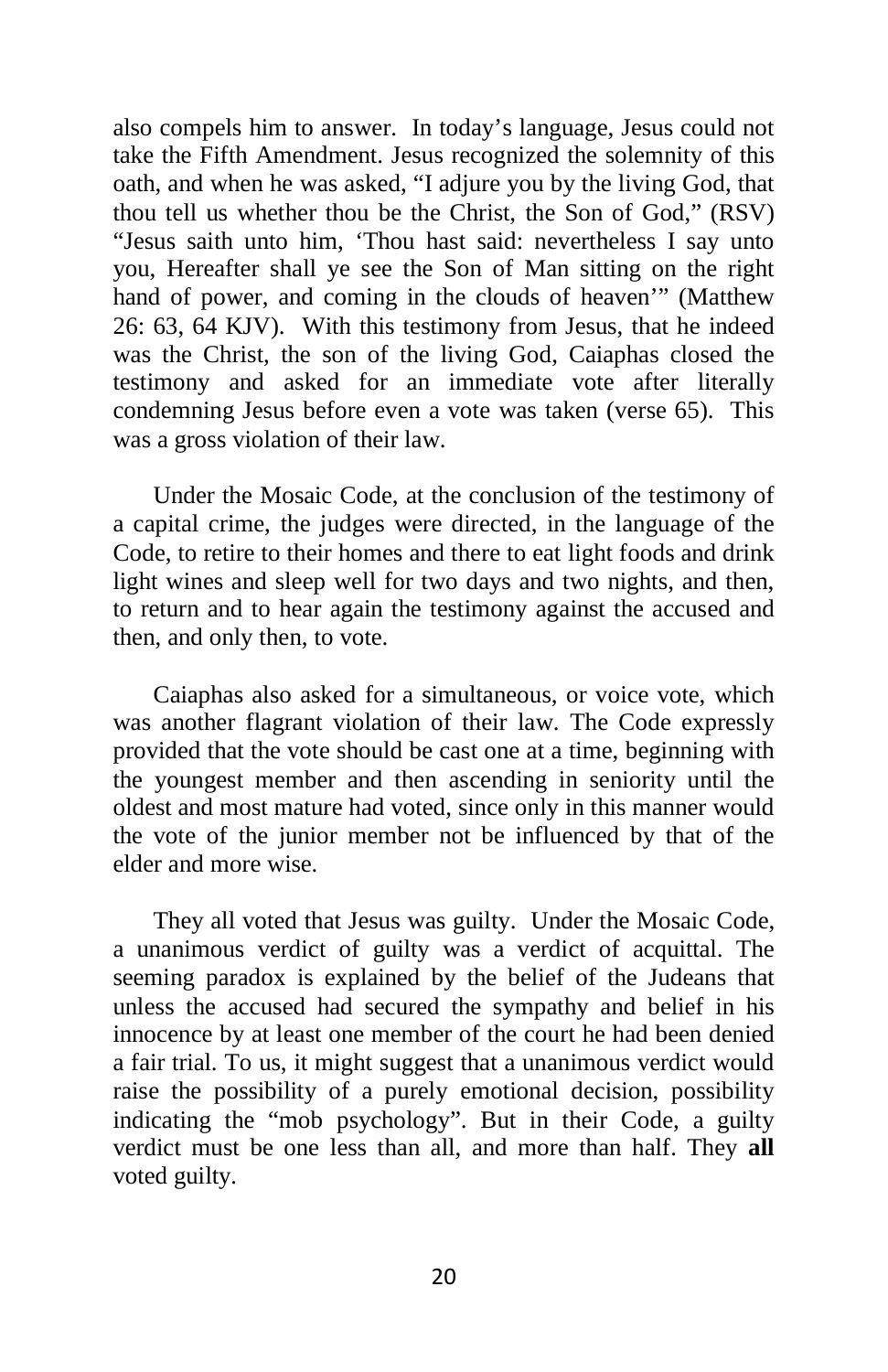also compels him to answer. In today's language, Jesus could not take the Fifth Amendment. Jesus recognized the solemnity of this oath, and when he was asked, "I adjure you by the living God, that thou tell us whether thou be the Christ, the Son of God," (RSV) "Jesus saith unto him, 'Thou hast said: nevertheless I say unto you, Hereafter shall ye see the Son of Man sitting on the right hand of power, and coming in the clouds of heaven'" (Matthew 26: 63, 64 KJV). With this testimony from Jesus, that he indeed was the Christ, the son of the living God, Caiaphas closed the testimony and asked for an immediate vote after literally condemning Jesus before even a vote was taken (verse 65). This was a gross violation of their law.

Under the Mosaic Code, at the conclusion of the testimony of a capital crime, the judges were directed, in the language of the Code, to retire to their homes and there to eat light foods and drink light wines and sleep well for two days and two nights, and then, to return and to hear again the testimony against the accused and then, and only then, to vote.

Caiaphas also asked for a simultaneous, or voice vote, which was another flagrant violation of their law. The Code expressly provided that the vote should be cast one at a time, beginning with the youngest member and then ascending in seniority until the oldest and most mature had voted, since only in this manner would the vote of the junior member not be influenced by that of the elder and more wise.

They all voted that Jesus was guilty. Under the Mosaic Code, a unanimous verdict of guilty was a verdict of acquittal. The seeming paradox is explained by the belief of the Judeans that unless the accused had secured the sympathy and belief in his innocence by at least one member of the court he had been denied a fair trial. To us, it might suggest that a unanimous verdict would raise the possibility of a purely emotional decision, possibility indicating the "mob psychology". But in their Code, a guilty verdict must be one less than all, and more than half. They **all** voted guilty.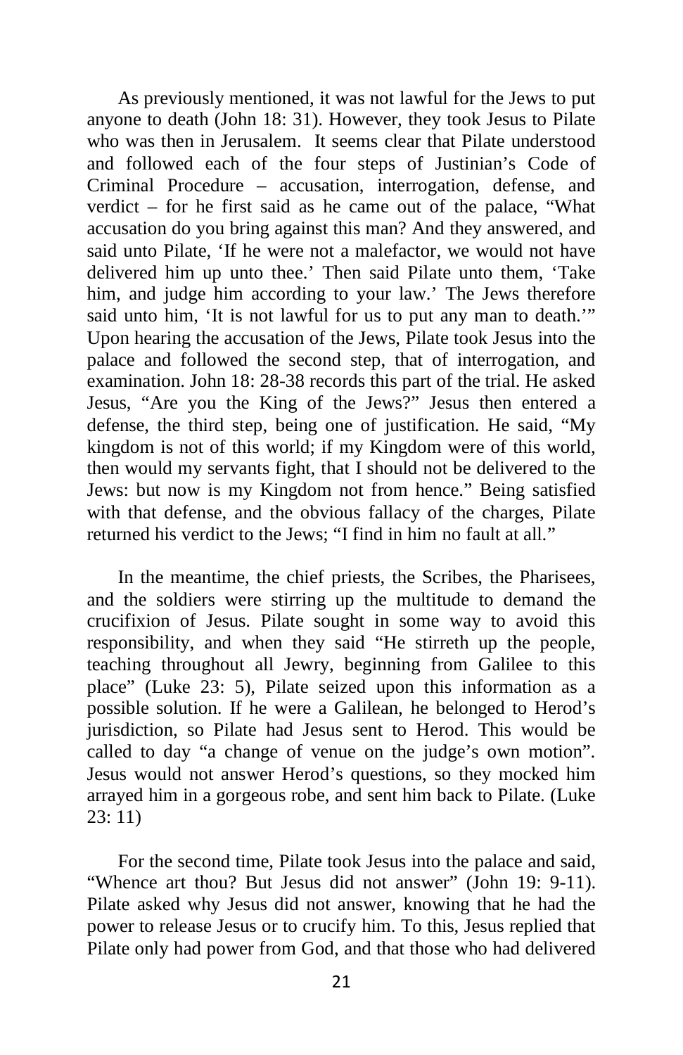As previously mentioned, it was not lawful for the Jews to put anyone to death (John 18: 31). However, they took Jesus to Pilate who was then in Jerusalem. It seems clear that Pilate understood and followed each of the four steps of Justinian's Code of Criminal Procedure – accusation, interrogation, defense, and verdict – for he first said as he came out of the palace, "What accusation do you bring against this man? And they answered, and said unto Pilate, 'If he were not a malefactor, we would not have delivered him up unto thee.' Then said Pilate unto them, 'Take him, and judge him according to your law.' The Jews therefore said unto him, 'It is not lawful for us to put any man to death.'" Upon hearing the accusation of the Jews, Pilate took Jesus into the palace and followed the second step, that of interrogation, and examination. John 18: 28-38 records this part of the trial. He asked Jesus, "Are you the King of the Jews?" Jesus then entered a defense, the third step, being one of justification. He said, "My kingdom is not of this world; if my Kingdom were of this world, then would my servants fight, that I should not be delivered to the Jews: but now is my Kingdom not from hence." Being satisfied with that defense, and the obvious fallacy of the charges, Pilate returned his verdict to the Jews; "I find in him no fault at all."

In the meantime, the chief priests, the Scribes, the Pharisees, and the soldiers were stirring up the multitude to demand the crucifixion of Jesus. Pilate sought in some way to avoid this responsibility, and when they said "He stirreth up the people, teaching throughout all Jewry, beginning from Galilee to this place" (Luke 23: 5), Pilate seized upon this information as a possible solution. If he were a Galilean, he belonged to Herod's jurisdiction, so Pilate had Jesus sent to Herod. This would be called to day "a change of venue on the judge's own motion". Jesus would not answer Herod's questions, so they mocked him arrayed him in a gorgeous robe, and sent him back to Pilate. (Luke 23: 11)

For the second time, Pilate took Jesus into the palace and said, "Whence art thou? But Jesus did not answer" (John 19: 9-11). Pilate asked why Jesus did not answer, knowing that he had the power to release Jesus or to crucify him. To this, Jesus replied that Pilate only had power from God, and that those who had delivered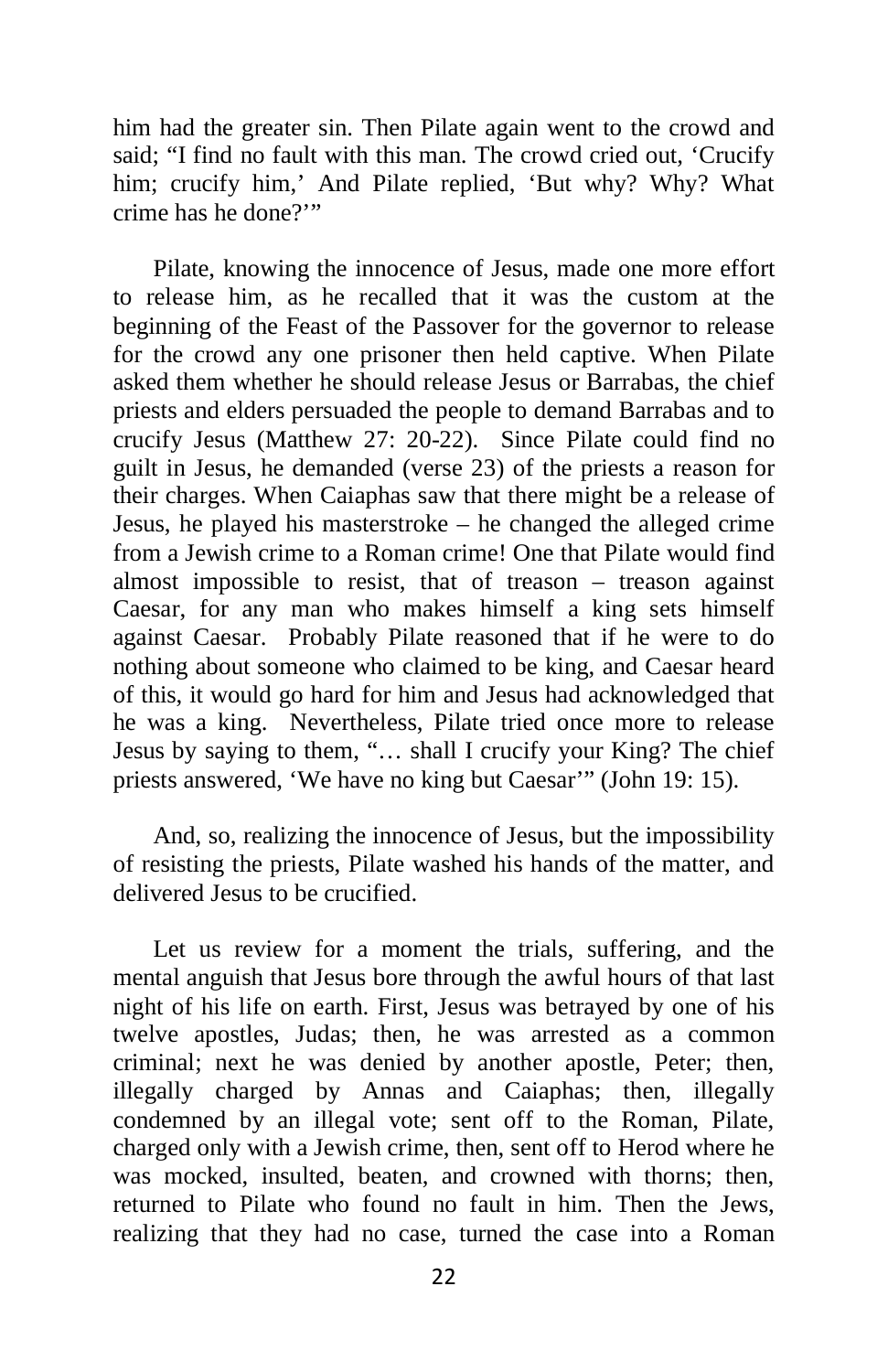him had the greater sin. Then Pilate again went to the crowd and said; "I find no fault with this man. The crowd cried out, 'Crucify him; crucify him,' And Pilate replied, 'But why? Why? What crime has he done?'"

Pilate, knowing the innocence of Jesus, made one more effort to release him, as he recalled that it was the custom at the beginning of the Feast of the Passover for the governor to release for the crowd any one prisoner then held captive. When Pilate asked them whether he should release Jesus or Barrabas, the chief priests and elders persuaded the people to demand Barrabas and to crucify Jesus (Matthew 27: 20-22). Since Pilate could find no guilt in Jesus, he demanded (verse 23) of the priests a reason for their charges. When Caiaphas saw that there might be a release of Jesus, he played his masterstroke – he changed the alleged crime from a Jewish crime to a Roman crime! One that Pilate would find almost impossible to resist, that of treason – treason against Caesar, for any man who makes himself a king sets himself against Caesar. Probably Pilate reasoned that if he were to do nothing about someone who claimed to be king, and Caesar heard of this, it would go hard for him and Jesus had acknowledged that he was a king. Nevertheless, Pilate tried once more to release Jesus by saying to them, "… shall I crucify your King? The chief priests answered, 'We have no king but Caesar'" (John 19: 15).

And, so, realizing the innocence of Jesus, but the impossibility of resisting the priests, Pilate washed his hands of the matter, and delivered Jesus to be crucified.

Let us review for a moment the trials, suffering, and the mental anguish that Jesus bore through the awful hours of that last night of his life on earth. First, Jesus was betrayed by one of his twelve apostles, Judas; then, he was arrested as a common criminal; next he was denied by another apostle, Peter; then, illegally charged by Annas and Caiaphas; then, illegally condemned by an illegal vote; sent off to the Roman, Pilate, charged only with a Jewish crime, then, sent off to Herod where he was mocked, insulted, beaten, and crowned with thorns; then, returned to Pilate who found no fault in him. Then the Jews, realizing that they had no case, turned the case into a Roman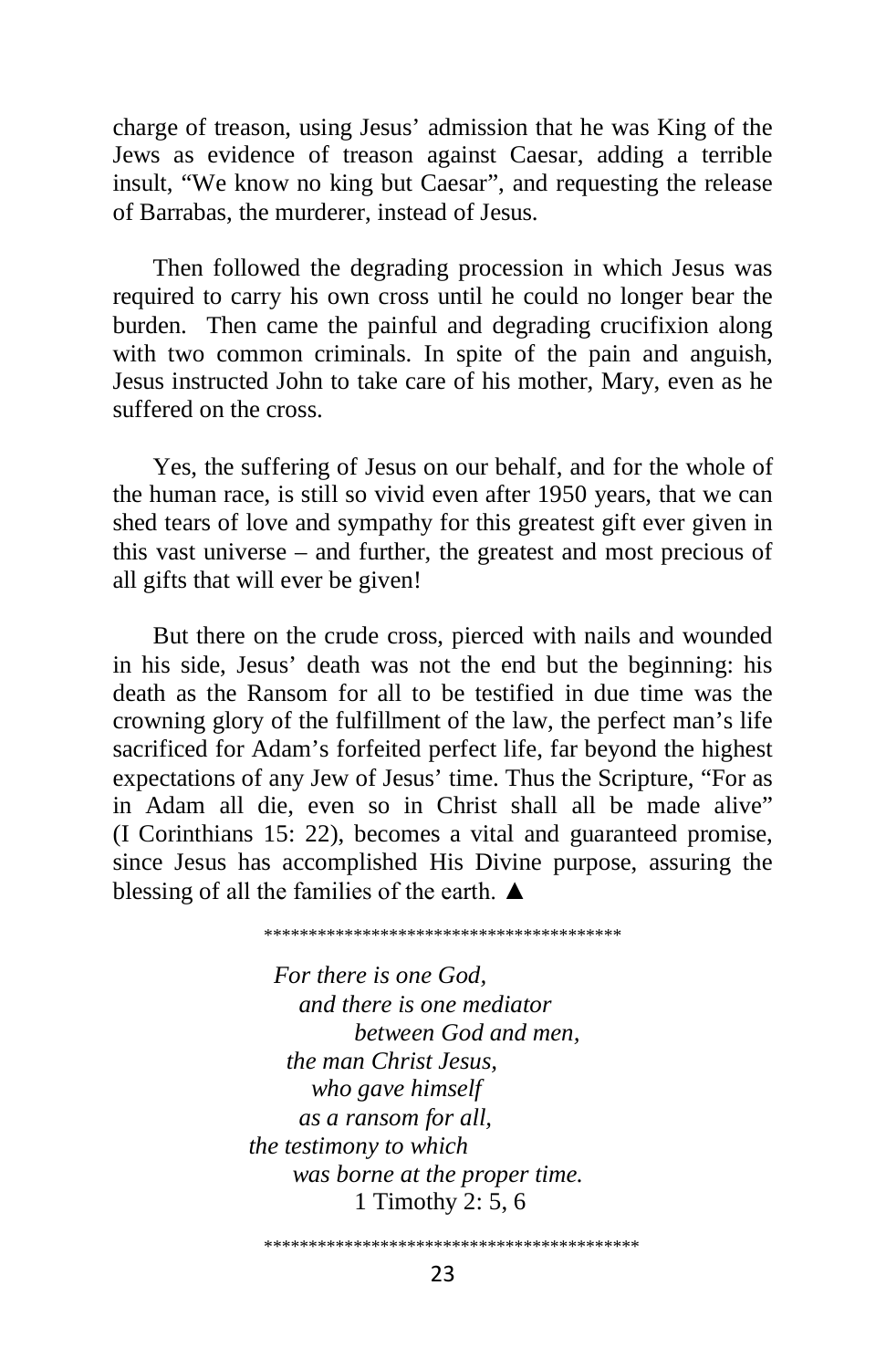charge of treason, using Jesus' admission that he was King of the Jews as evidence of treason against Caesar, adding a terrible insult, "We know no king but Caesar", and requesting the release of Barrabas, the murderer, instead of Jesus.

Then followed the degrading procession in which Jesus was required to carry his own cross until he could no longer bear the burden. Then came the painful and degrading crucifixion along with two common criminals. In spite of the pain and anguish, Jesus instructed John to take care of his mother, Mary, even as he suffered on the cross.

Yes, the suffering of Jesus on our behalf, and for the whole of the human race, is still so vivid even after 1950 years, that we can shed tears of love and sympathy for this greatest gift ever given in this vast universe – and further, the greatest and most precious of all gifts that will ever be given!

But there on the crude cross, pierced with nails and wounded in his side, Jesus' death was not the end but the beginning: his death as the Ransom for all to be testified in due time was the crowning glory of the fulfillment of the law, the perfect man's life sacrificed for Adam's forfeited perfect life, far beyond the highest expectations of any Jew of Jesus' time. Thus the Scripture, "For as in Adam all die, even so in Christ shall all be made alive" (I Corinthians 15: 22), becomes a vital and guaranteed promise, since Jesus has accomplished His Divine purpose, assuring the blessing of all the families of the earth. ▲

****************************************

*For there is one God,*
*and there is one mediator*
*between God and men,*
*the man Christ Jesus,*
*who gave himself*
*as a ransom for all,*
*the testimony to which*
*was borne at the proper time.*
1 Timothy 2: 5, 6

******************************************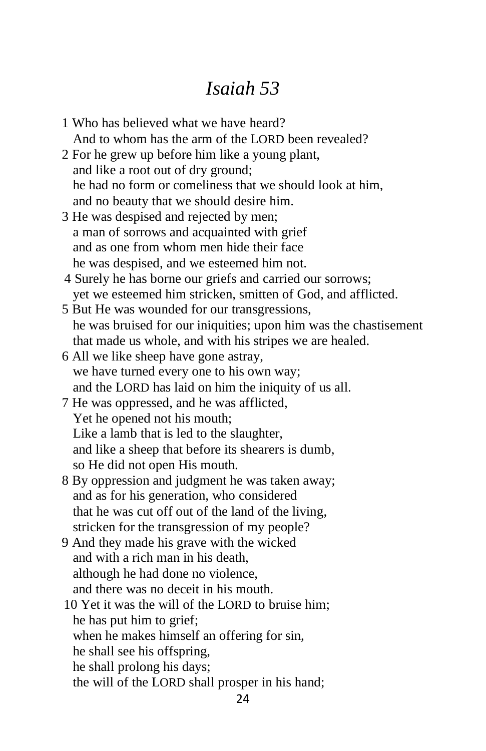# *Isaiah 53*

1 Who has believed what we have heard?
And to whom has the arm of the LORD been revealed?
2 For he grew up before him like a young plant,
and like a root out of dry ground;
he had no form or comeliness that we should look at him,
and no beauty that we should desire him.
3 He was despised and rejected by men;
a man of sorrows and acquainted with grief
and as one from whom men hide their face
he was despised, and we esteemed him not.
4 Surely he has borne our griefs and carried our sorrows;
yet we esteemed him stricken, smitten of God, and afflicted.
5 But He was wounded for our transgressions,
he was bruised for our iniquities; upon him was the chastisement
that made us whole, and with his stripes we are healed.
6 All we like sheep have gone astray,
we have turned every one to his own way;
and the LORD has laid on him the iniquity of us all.
7 He was oppressed, and he was afflicted,
Yet he opened not his mouth;
Like a lamb that is led to the slaughter,
and like a sheep that before its shearers is dumb,
so He did not open His mouth.
8 By oppression and judgment he was taken away;
and as for his generation, who considered
that he was cut off out of the land of the living,
stricken for the transgression of my people?
9 And they made his grave with the wicked
and with a rich man in his death,
although he had done no violence,
and there was no deceit in his mouth.
10 Yet it was the will of the LORD to bruise him;
he has put him to grief;
when he makes himself an offering for sin,
he shall see his offspring,
he shall prolong his days;
the will of the LORD shall prosper in his hand;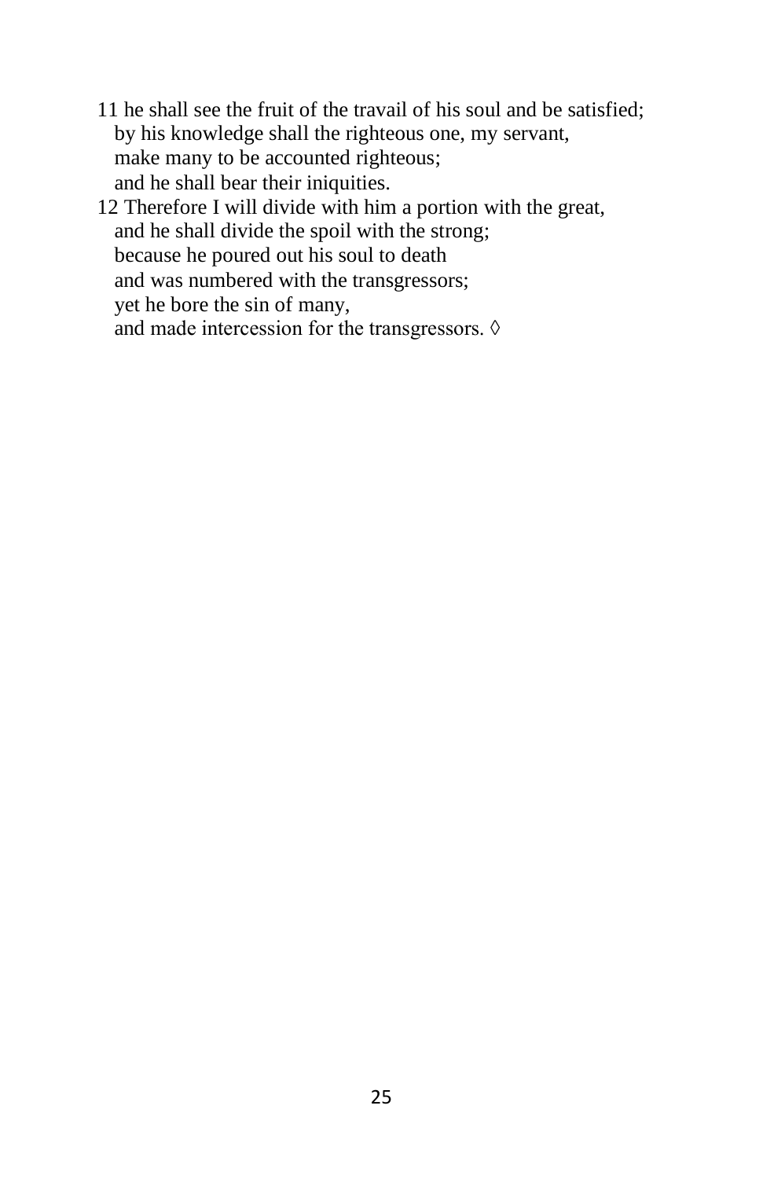11 he shall see the fruit of the travail of his soul and be satisfied;
by his knowledge shall the righteous one, my servant,
make many to be accounted righteous;
and he shall bear their iniquities.

12 Therefore I will divide with him a portion with the great,
and he shall divide the spoil with the strong;
because he poured out his soul to death
and was numbered with the transgressors;
yet he bore the sin of many,
and made intercession for the transgressors. ◊